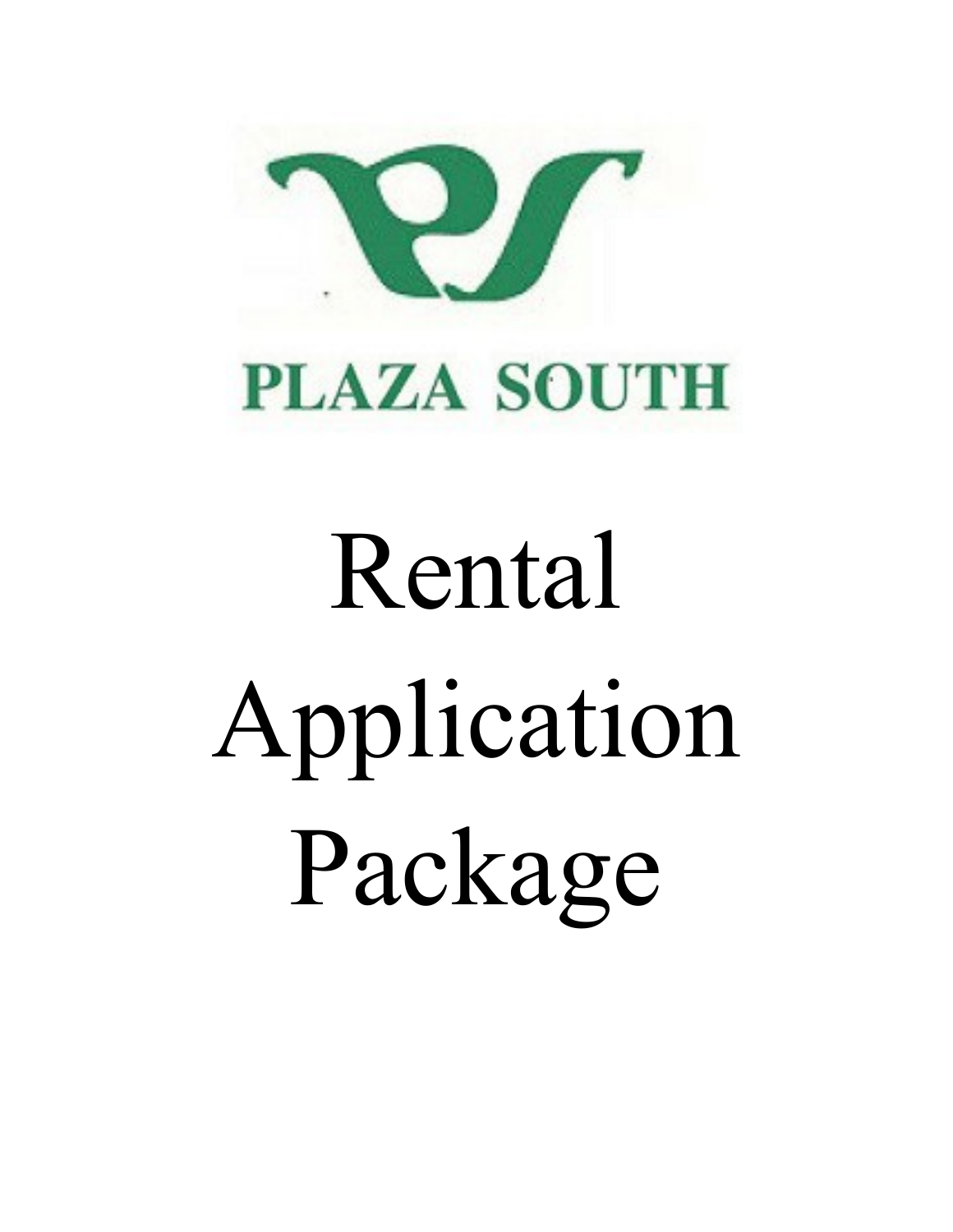PLAZA SOUTH

# Rental Application Package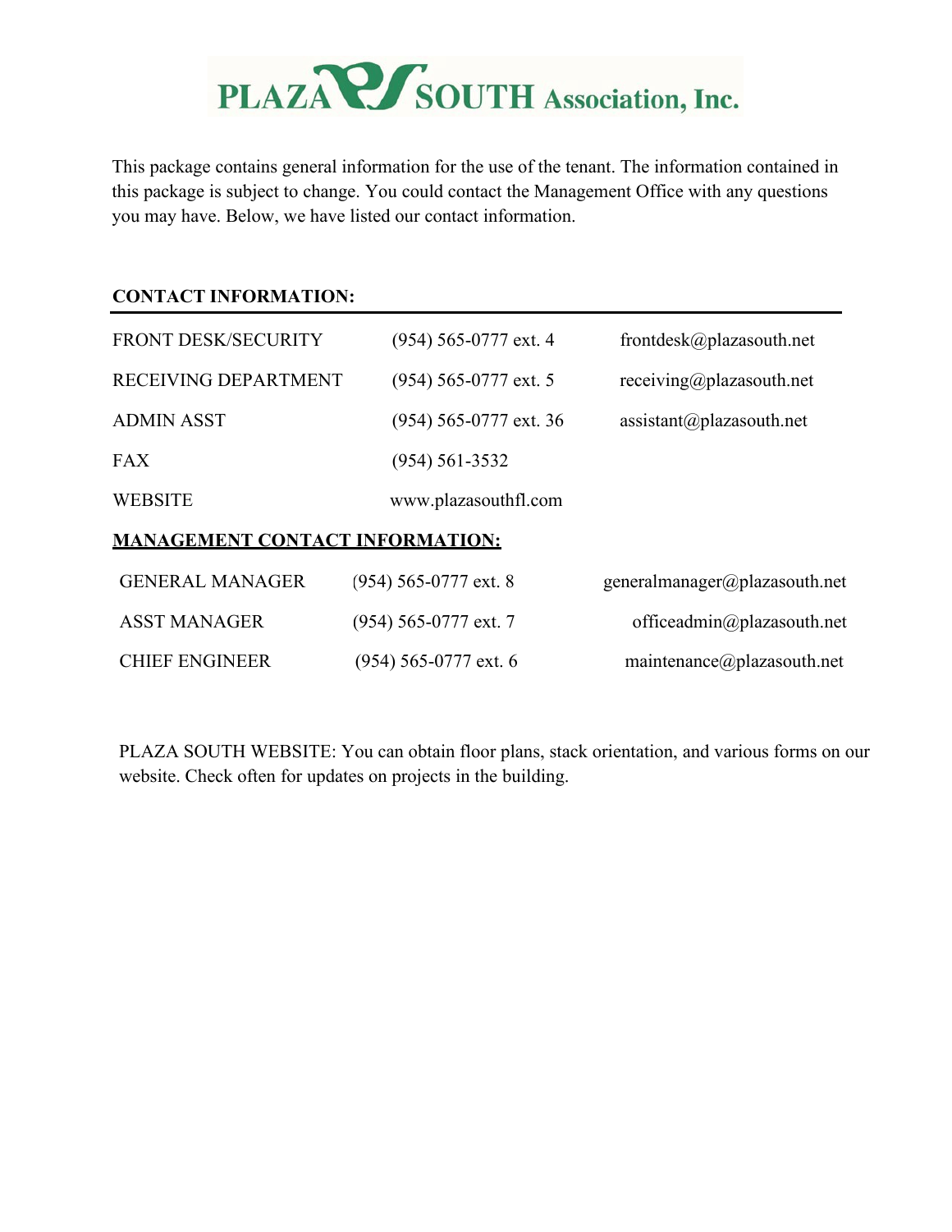# PLAZA SOUTH Association, Inc.

This package contains general information for the use of the tenant. The information contained in this package is subject to change. You could contact the Management Office with any questions you may have. Below, we have listed our contact information.

**CONTACT INFORMATION:**

| | | |
|---|---|---|
| FRONT DESK/SECURITY | (954) 565-0777 ext. 4 | frontdesk@plazasouth.net |
| RECEIVING DEPARTMENT | (954) 565-0777 ext. 5 | receiving@plazasouth.net |
| ADMIN ASST | (954) 565-0777 ext. 36 | assistant@plazasouth.net |
| FAX | (954) 561-3532 | |
| WEBSITE | www.plazasouthfl.com | |

**MANAGEMENT CONTACT INFORMATION:**

| | | |
|---|---|---|
| GENERAL MANAGER | (954) 565-0777 ext. 8 | generalmanager@plazasouth.net |
| ASST MANAGER | (954) 565-0777 ext. 7 | officeadmin@plazasouth.net |
| CHIEF ENGINEER | (954) 565-0777 ext. 6 | maintenance@plazasouth.net |

PLAZA SOUTH WEBSITE: You can obtain floor plans, stack orientation, and various forms on our website. Check often for updates on projects in the building.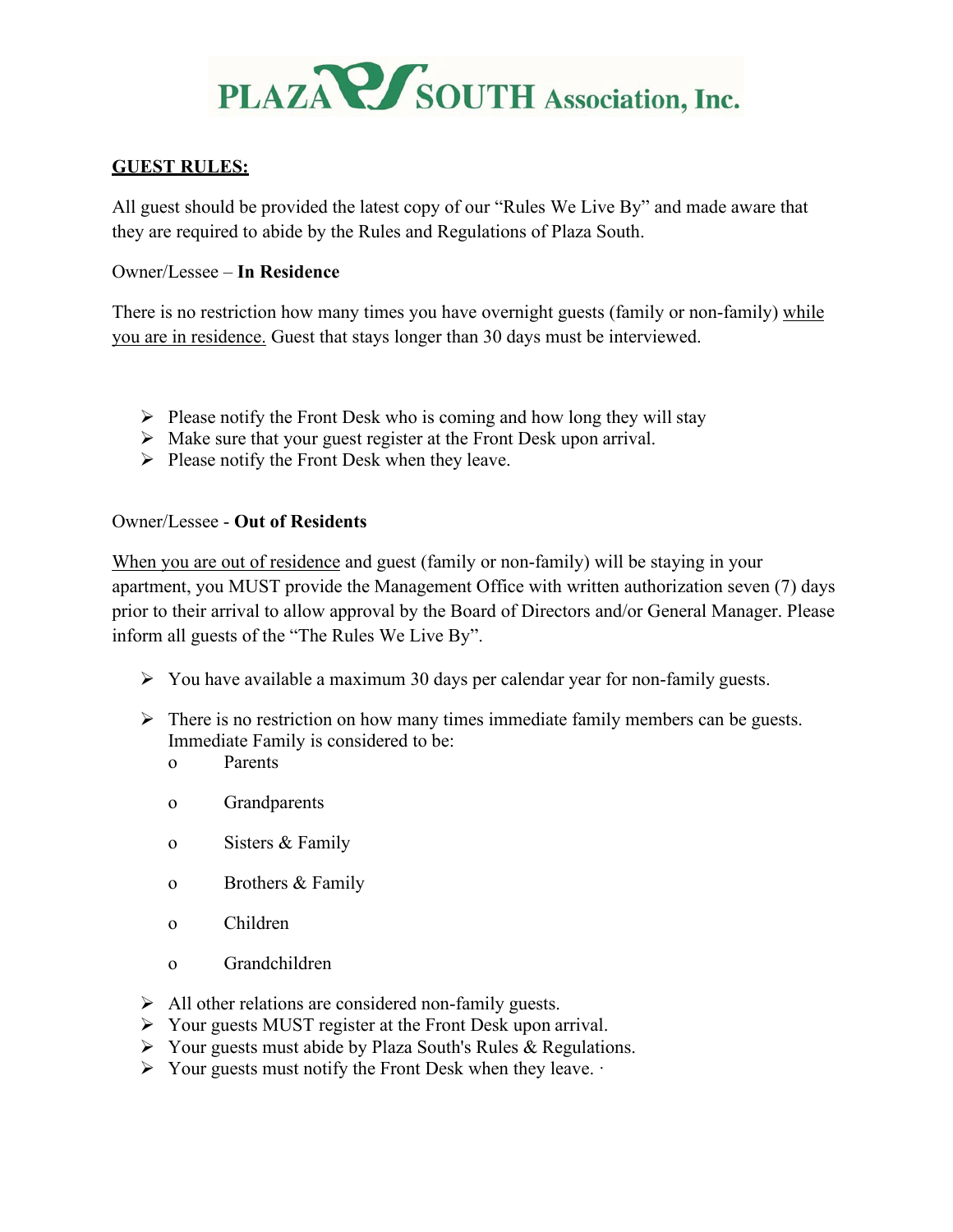**PLAZA SOUTH Association, Inc.**

## GUEST RULES:

All guest should be provided the latest copy of our "Rules We Live By" and made aware that they are required to abide by the Rules and Regulations of Plaza South.

Owner/Lessee – **In Residence**

There is no restriction how many times you have overnight guests (family or non-family) while you are in residence. Guest that stays longer than 30 days must be interviewed.

- Please notify the Front Desk who is coming and how long they will stay
- Make sure that your guest register at the Front Desk upon arrival.
- Please notify the Front Desk when they leave.

Owner/Lessee - **Out of Residents**

When you are out of residence and guest (family or non-family) will be staying in your apartment, you MUST provide the Management Office with written authorization seven (7) days prior to their arrival to allow approval by the Board of Directors and/or General Manager. Please inform all guests of the "The Rules We Live By".

- You have available a maximum 30 days per calendar year for non-family guests.
- There is no restriction on how many times immediate family members can be guests. Immediate Family is considered to be:
  - Parents
  - Grandparents
  - Sisters & Family
  - Brothers & Family
  - Children
  - Grandchildren
- All other relations are considered non-family guests.
- Your guests MUST register at the Front Desk upon arrival.
- Your guests must abide by Plaza South's Rules & Regulations.
- Your guests must notify the Front Desk when they leave. ·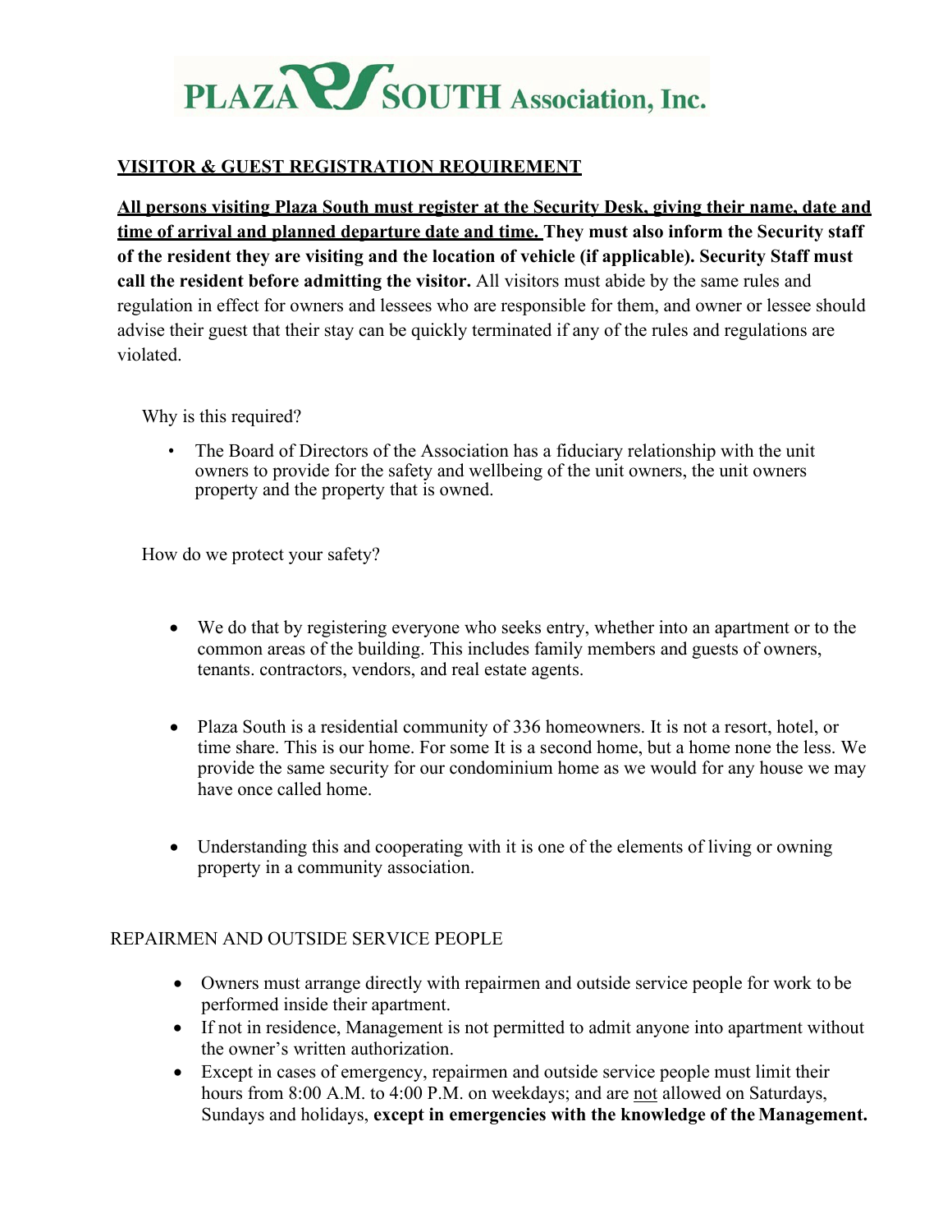# PLAZA SOUTH Association, Inc.

## VISITOR & GUEST REGISTRATION REQUIREMENT

**All persons visiting Plaza South must register at the Security Desk, giving their name, date and time of arrival and planned departure date and time. They must also inform the Security staff of the resident they are visiting and the location of vehicle (if applicable). Security Staff must call the resident before admitting the visitor.** All visitors must abide by the same rules and regulation in effect for owners and lessees who are responsible for them, and owner or lessee should advise their guest that their stay can be quickly terminated if any of the rules and regulations are violated.

Why is this required?

- The Board of Directors of the Association has a fiduciary relationship with the unit owners to provide for the safety and wellbeing of the unit owners, the unit owners property and the property that is owned.

How do we protect your safety?

- We do that by registering everyone who seeks entry, whether into an apartment or to the common areas of the building. This includes family members and guests of owners, tenants. contractors, vendors, and real estate agents.
- Plaza South is a residential community of 336 homeowners. It is not a resort, hotel, or time share. This is our home. For some It is a second home, but a home none the less. We provide the same security for our condominium home as we would for any house we may have once called home.
- Understanding this and cooperating with it is one of the elements of living or owning property in a community association.

REPAIRMEN AND OUTSIDE SERVICE PEOPLE

- Owners must arrange directly with repairmen and outside service people for work to be performed inside their apartment.
- If not in residence, Management is not permitted to admit anyone into apartment without the owner's written authorization.
- Except in cases of emergency, repairmen and outside service people must limit their hours from 8:00 A.M. to 4:00 P.M. on weekdays; and are not allowed on Saturdays, Sundays and holidays, **except in emergencies with the knowledge of the Management.**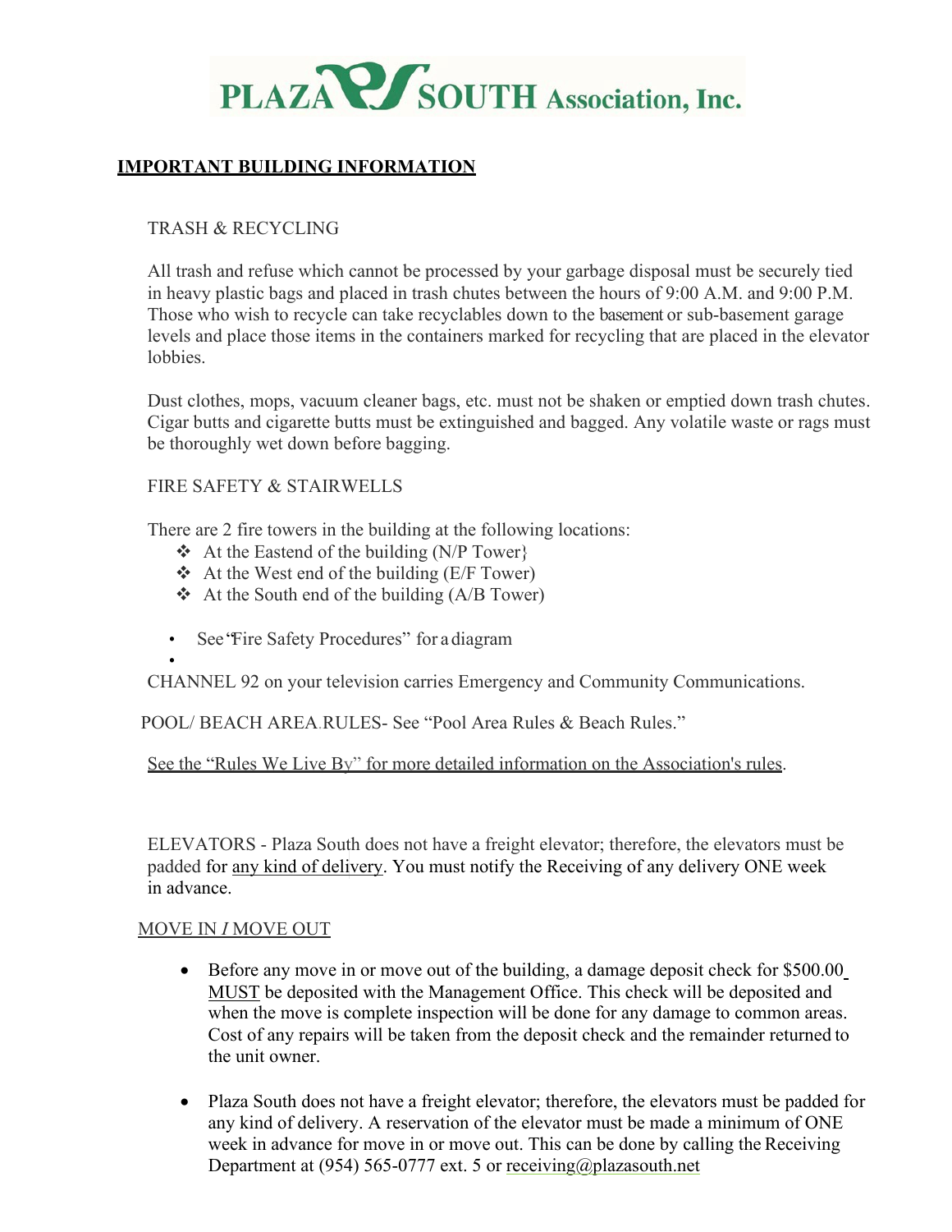# PLAZA SOUTH Association, Inc.

## IMPORTANT BUILDING INFORMATION

### TRASH & RECYCLING

All trash and refuse which cannot be processed by your garbage disposal must be securely tied in heavy plastic bags and placed in trash chutes between the hours of 9:00 A.M. and 9:00 P.M. Those who wish to recycle can take recyclables down to the basement or sub-basement garage levels and place those items in the containers marked for recycling that are placed in the elevator lobbies.

Dust clothes, mops, vacuum cleaner bags, etc. must not be shaken or emptied down trash chutes. Cigar butts and cigarette butts must be extinguished and bagged. Any volatile waste or rags must be thoroughly wet down before bagging.

### FIRE SAFETY & STAIRWELLS

There are 2 fire towers in the building at the following locations:

- At the Eastend of the building (N/P Tower}
- At the West end of the building (E/F Tower)
- At the South end of the building (A/B Tower)

- See "Fire Safety Procedures" for a diagram

CHANNEL 92 on your television carries Emergency and Community Communications.

POOL/ BEACH AREA RULES- See "Pool Area Rules & Beach Rules."

See the "Rules We Live By" for more detailed information on the Association's rules.

ELEVATORS - Plaza South does not have a freight elevator; therefore, the elevators must be padded for any kind of delivery. You must notify the Receiving of any delivery ONE week in advance.

### MOVE IN / MOVE OUT

- Before any move in or move out of the building, a damage deposit check for $500.00 MUST be deposited with the Management Office. This check will be deposited and when the move is complete inspection will be done for any damage to common areas. Cost of any repairs will be taken from the deposit check and the remainder returned to the unit owner.
- Plaza South does not have a freight elevator; therefore, the elevators must be padded for any kind of delivery. A reservation of the elevator must be made a minimum of ONE week in advance for move in or move out. This can be done by calling the Receiving Department at (954) 565-0777 ext. 5 or receiving@plazasouth.net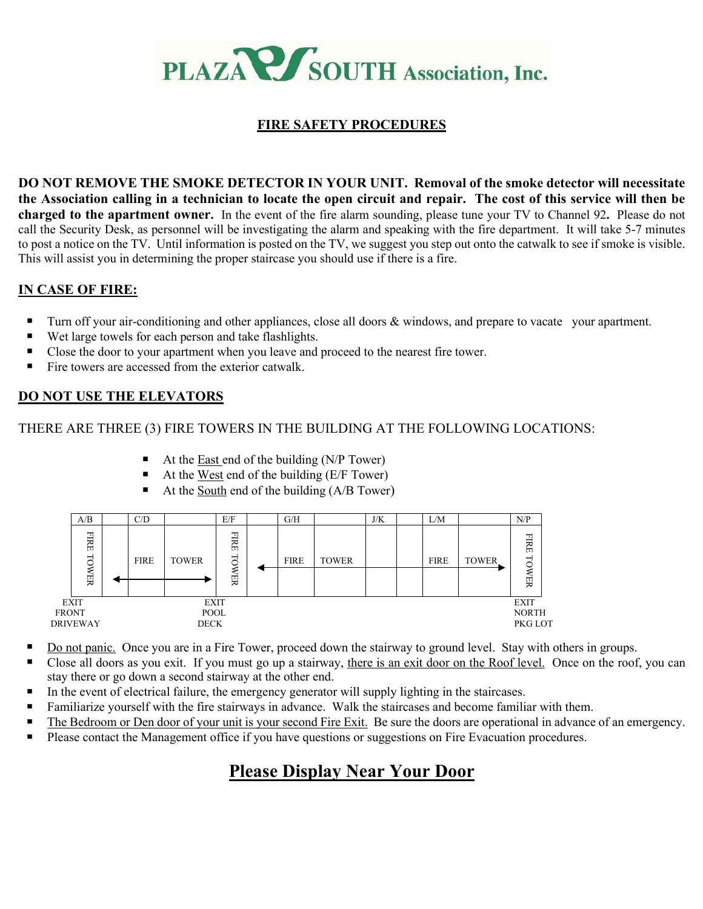# PLAZA SOUTH Association, Inc.

## FIRE SAFETY PROCEDURES

**DO NOT REMOVE THE SMOKE DETECTOR IN YOUR UNIT. Removal of the smoke detector will necessitate the Association calling in a technician to locate the open circuit and repair. The cost of this service will then be charged to the apartment owner.** In the event of the fire alarm sounding, please tune your TV to Channel 92**.** Please do not call the Security Desk, as personnel will be investigating the alarm and speaking with the fire department. It will take 5-7 minutes to post a notice on the TV. Until information is posted on the TV, we suggest you step out onto the catwalk to see if smoke is visible. This will assist you in determining the proper staircase you should use if there is a fire.

### IN CASE OF FIRE:

- Turn off your air-conditioning and other appliances, close all doors & windows, and prepare to vacate your apartment.
- Wet large towels for each person and take flashlights.
- Close the door to your apartment when you leave and proceed to the nearest fire tower.
- Fire towers are accessed from the exterior catwalk.

### DO NOT USE THE ELEVATORS

THERE ARE THREE (3) FIRE TOWERS IN THE BUILDING AT THE FOLLOWING LOCATIONS:

- At the East end of the building (N/P Tower)
- At the West end of the building (E/F Tower)
- At the South end of the building (A/B Tower)

| A/B | | C/D | | E/F | | G/H | | J/K | | L/M | | N/P |
|---|---|---|---|---|---|---|---|---|---|---|---|---|
| FIRE TOWER | ← | FIRE | TOWER → | FIRE TOWER | ← | FIRE | TOWER | | | FIRE | TOWER → | FIRE TOWER |
| EXIT FRONT DRIVEWAY | | | | EXIT POOL DECK | | | | | | | | EXIT NORTH PKG LOT |

- Do not panic. Once you are in a Fire Tower, proceed down the stairway to ground level. Stay with others in groups.
- Close all doors as you exit. If you must go up a stairway, there is an exit door on the Roof level. Once on the roof, you can stay there or go down a second stairway at the other end.
- In the event of electrical failure, the emergency generator will supply lighting in the staircases.
- Familiarize yourself with the fire stairways in advance. Walk the staircases and become familiar with them.
- The Bedroom or Den door of your unit is your second Fire Exit. Be sure the doors are operational in advance of an emergency.
- Please contact the Management office if you have questions or suggestions on Fire Evacuation procedures.

## Please Display Near Your Door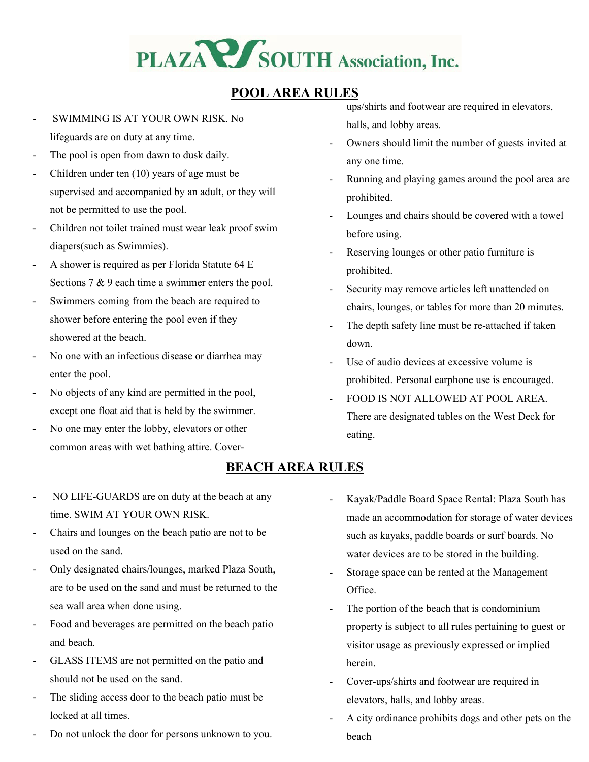PLAZA SOUTH Association, Inc.

## POOL AREA RULES

- SWIMMING IS AT YOUR OWN RISK. No lifeguards are on duty at any time.
- The pool is open from dawn to dusk daily.
- Children under ten (10) years of age must be supervised and accompanied by an adult, or they will not be permitted to use the pool.
- Children not toilet trained must wear leak proof swim diapers(such as Swimmies).
- A shower is required as per Florida Statute 64 E Sections 7 & 9 each time a swimmer enters the pool.
- Swimmers coming from the beach are required to shower before entering the pool even if they showered at the beach.
- No one with an infectious disease or diarrhea may enter the pool.
- No objects of any kind are permitted in the pool, except one float aid that is held by the swimmer.
- No one may enter the lobby, elevators or other common areas with wet bathing attire. Cover-ups/shirts and footwear are required in elevators, halls, and lobby areas.
- Owners should limit the number of guests invited at any one time.
- Running and playing games around the pool area are prohibited.
- Lounges and chairs should be covered with a towel before using.
- Reserving lounges or other patio furniture is prohibited.
- Security may remove articles left unattended on chairs, lounges, or tables for more than 20 minutes.
- The depth safety line must be re-attached if taken down.
- Use of audio devices at excessive volume is prohibited. Personal earphone use is encouraged.
- FOOD IS NOT ALLOWED AT POOL AREA. There are designated tables on the West Deck for eating.

## BEACH AREA RULES

- NO LIFE-GUARDS are on duty at the beach at any time. SWIM AT YOUR OWN RISK.
- Chairs and lounges on the beach patio are not to be used on the sand.
- Only designated chairs/lounges, marked Plaza South, are to be used on the sand and must be returned to the sea wall area when done using.
- Food and beverages are permitted on the beach patio and beach.
- GLASS ITEMS are not permitted on the patio and should not be used on the sand.
- The sliding access door to the beach patio must be locked at all times.
- Do not unlock the door for persons unknown to you.
- Kayak/Paddle Board Space Rental: Plaza South has made an accommodation for storage of water devices such as kayaks, paddle boards or surf boards. No water devices are to be stored in the building.
- Storage space can be rented at the Management Office.
- The portion of the beach that is condominium property is subject to all rules pertaining to guest or visitor usage as previously expressed or implied herein.
- Cover-ups/shirts and footwear are required in elevators, halls, and lobby areas.
- A city ordinance prohibits dogs and other pets on the beach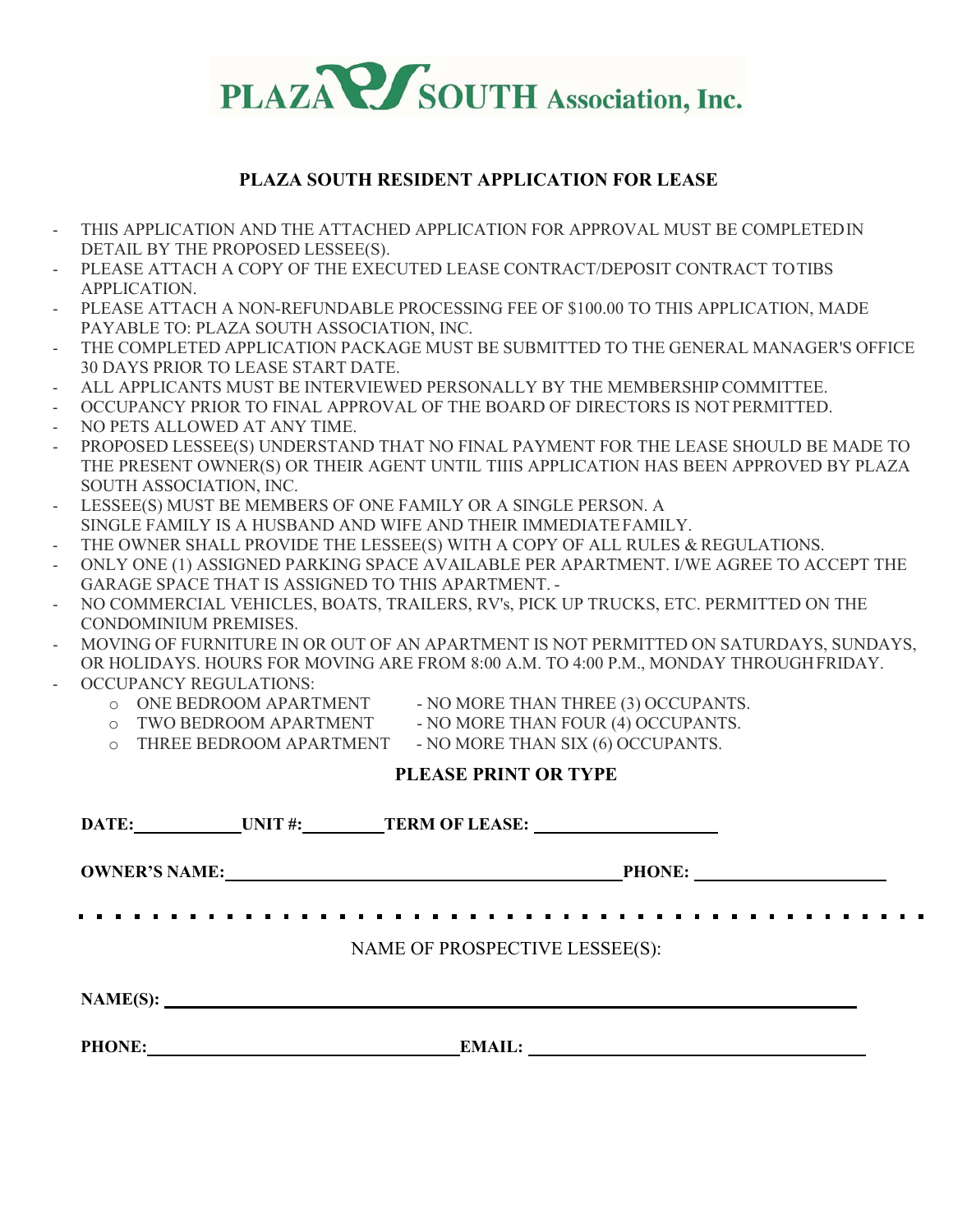# PLAZA SOUTH Association, Inc.

## PLAZA SOUTH RESIDENT APPLICATION FOR LEASE

- THIS APPLICATION AND THE ATTACHED APPLICATION FOR APPROVAL MUST BE COMPLETED IN DETAIL BY THE PROPOSED LESSEE(S).
- PLEASE ATTACH A COPY OF THE EXECUTED LEASE CONTRACT/DEPOSIT CONTRACT TO TIBS APPLICATION.
- PLEASE ATTACH A NON-REFUNDABLE PROCESSING FEE OF $100.00 TO THIS APPLICATION, MADE PAYABLE TO: PLAZA SOUTH ASSOCIATION, INC.
- THE COMPLETED APPLICATION PACKAGE MUST BE SUBMITTED TO THE GENERAL MANAGER'S OFFICE 30 DAYS PRIOR TO LEASE START DATE.
- ALL APPLICANTS MUST BE INTERVIEWED PERSONALLY BY THE MEMBERSHIP COMMITTEE.
- OCCUPANCY PRIOR TO FINAL APPROVAL OF THE BOARD OF DIRECTORS IS NOT PERMITTED.
- NO PETS ALLOWED AT ANY TIME.
- PROPOSED LESSEE(S) UNDERSTAND THAT NO FINAL PAYMENT FOR THE LEASE SHOULD BE MADE TO THE PRESENT OWNER(S) OR THEIR AGENT UNTIL TIIIS APPLICATION HAS BEEN APPROVED BY PLAZA SOUTH ASSOCIATION, INC.
- LESSEE(S) MUST BE MEMBERS OF ONE FAMILY OR A SINGLE PERSON. A SINGLE FAMILY IS A HUSBAND AND WIFE AND THEIR IMMEDIATE FAMILY.
- THE OWNER SHALL PROVIDE THE LESSEE(S) WITH A COPY OF ALL RULES & REGULATIONS.
- ONLY ONE (1) ASSIGNED PARKING SPACE AVAILABLE PER APARTMENT. I/WE AGREE TO ACCEPT THE GARAGE SPACE THAT IS ASSIGNED TO THIS APARTMENT. -
- NO COMMERCIAL VEHICLES, BOATS, TRAILERS, RV's, PICK UP TRUCKS, ETC. PERMITTED ON THE CONDOMINIUM PREMISES.
- MOVING OF FURNITURE IN OR OUT OF AN APARTMENT IS NOT PERMITTED ON SATURDAYS, SUNDAYS, OR HOLIDAYS. HOURS FOR MOVING ARE FROM 8:00 A.M. TO 4:00 P.M., MONDAY THROUGH FRIDAY.
- OCCUPANCY REGULATIONS:
  - ONE BEDROOM APARTMENT - NO MORE THAN THREE (3) OCCUPANTS.
  - TWO BEDROOM APARTMENT - NO MORE THAN FOUR (4) OCCUPANTS.
  - THREE BEDROOM APARTMENT - NO MORE THAN SIX (6) OCCUPANTS.

**PLEASE PRINT OR TYPE**

**DATE:**\_\_\_\_\_\_\_\_\_\_ **UNIT #:**\_\_\_\_\_\_\_\_ **TERM OF LEASE:** \_\_\_\_\_\_\_\_\_\_\_\_\_\_\_\_

**OWNER'S NAME:**\_\_\_\_\_\_\_\_\_\_\_\_\_\_\_\_\_\_\_\_\_\_\_\_\_\_\_\_\_\_\_\_\_\_\_\_ **PHONE:** \_\_\_\_\_\_\_\_\_\_\_\_\_\_\_\_

---

NAME OF PROSPECTIVE LESSEE(S):

**NAME(S):** \_\_\_\_\_\_\_\_\_\_\_\_\_\_\_\_\_\_\_\_\_\_\_\_\_\_\_\_\_\_\_\_\_\_\_\_\_\_\_\_\_\_\_\_\_\_\_\_\_\_\_\_\_\_\_\_\_\_\_\_

**PHONE:**\_\_\_\_\_\_\_\_\_\_\_\_\_\_\_\_\_\_\_\_\_\_\_\_\_\_\_\_ **EMAIL:** \_\_\_\_\_\_\_\_\_\_\_\_\_\_\_\_\_\_\_\_\_\_\_\_\_\_\_\_\_\_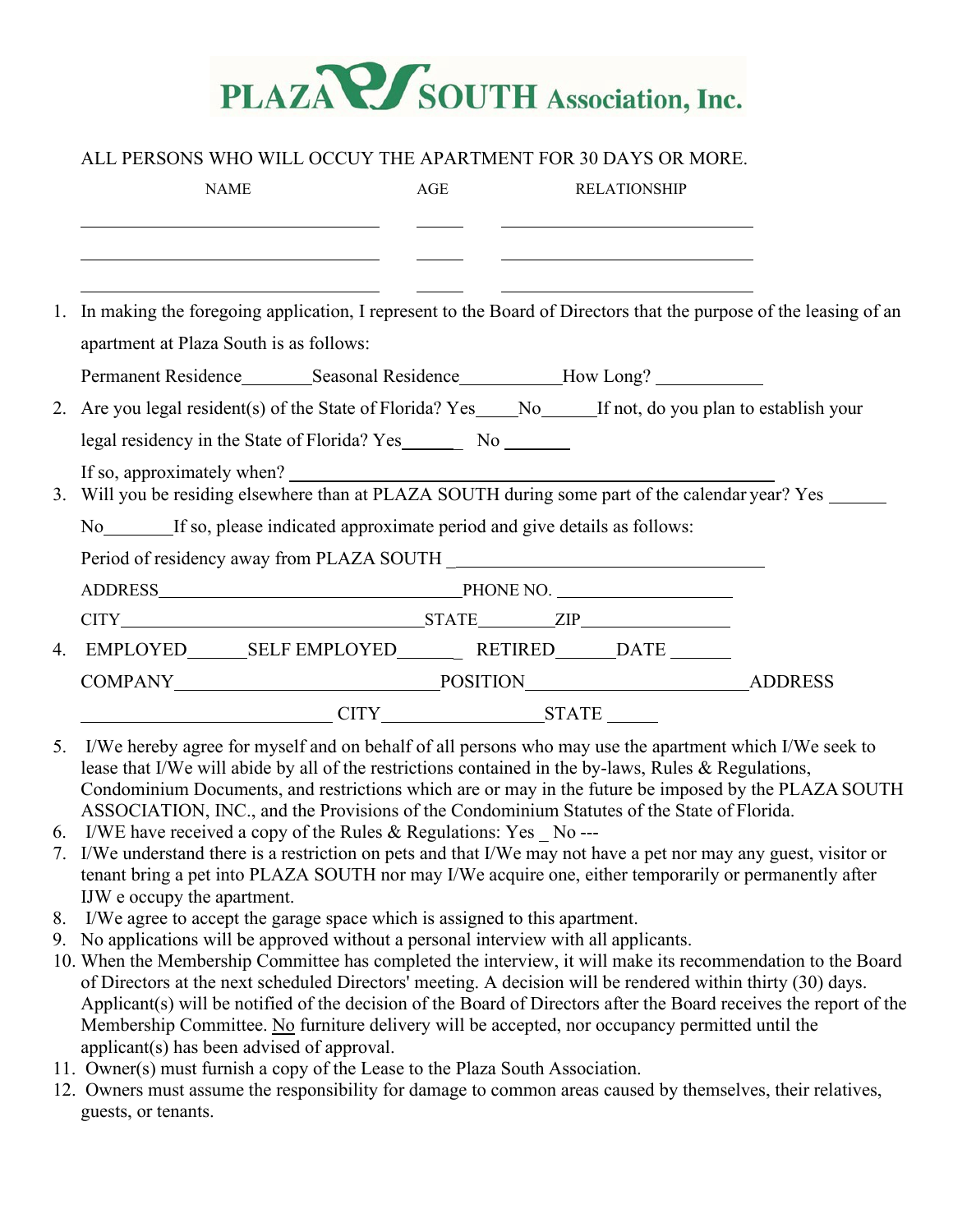# PLAZA SOUTH Association, Inc.

ALL PERSONS WHO WILL OCCUY THE APARTMENT FOR 30 DAYS OR MORE.

| NAME | AGE | RELATIONSHIP |
|---|---|---|
| | | |
| | | |
| | | |

1. In making the foregoing application, I represent to the Board of Directors that the purpose of the leasing of an apartment at Plaza South is as follows:

   Permanent Residence________Seasonal Residence___________How Long? ___________

2. Are you legal resident(s) of the State of Florida? Yes_____No______If not, do you plan to establish your legal residency in the State of Florida? Yes______ No _______

   If so, approximately when? ___________________________________________

3. Will you be residing elsewhere than at PLAZA SOUTH during some part of the calendar year? Yes ______ No________If so, please indicated approximate period and give details as follows:

   Period of residency away from PLAZA SOUTH ________________________________

   ADDRESS_________________________________PHONE NO. __________________

   CITY_________________________________STATE________ZIP________________

4. EMPLOYED______SELF EMPLOYED______ RETIRED______DATE ______

   COMPANY____________________________POSITION______________________ADDRESS

   __________________________ CITY_________________STATE ______

5. I/We hereby agree for myself and on behalf of all persons who may use the apartment which I/We seek to lease that I/We will abide by all of the restrictions contained in the by-laws, Rules & Regulations, Condominium Documents, and restrictions which are or may in the future be imposed by the PLAZA SOUTH ASSOCIATION, INC., and the Provisions of the Condominium Statutes of the State of Florida.
6. I/WE have received a copy of the Rules & Regulations: Yes _ No ---
7. I/We understand there is a restriction on pets and that I/We may not have a pet nor may any guest, visitor or tenant bring a pet into PLAZA SOUTH nor may I/We acquire one, either temporarily or permanently after IJW e occupy the apartment.
8. I/We agree to accept the garage space which is assigned to this apartment.
9. No applications will be approved without a personal interview with all applicants.
10. When the Membership Committee has completed the interview, it will make its recommendation to the Board of Directors at the next scheduled Directors' meeting. A decision will be rendered within thirty (30) days. Applicant(s) will be notified of the decision of the Board of Directors after the Board receives the report of the Membership Committee. No furniture delivery will be accepted, nor occupancy permitted until the applicant(s) has been advised of approval.
11. Owner(s) must furnish a copy of the Lease to the Plaza South Association.
12. Owners must assume the responsibility for damage to common areas caused by themselves, their relatives, guests, or tenants.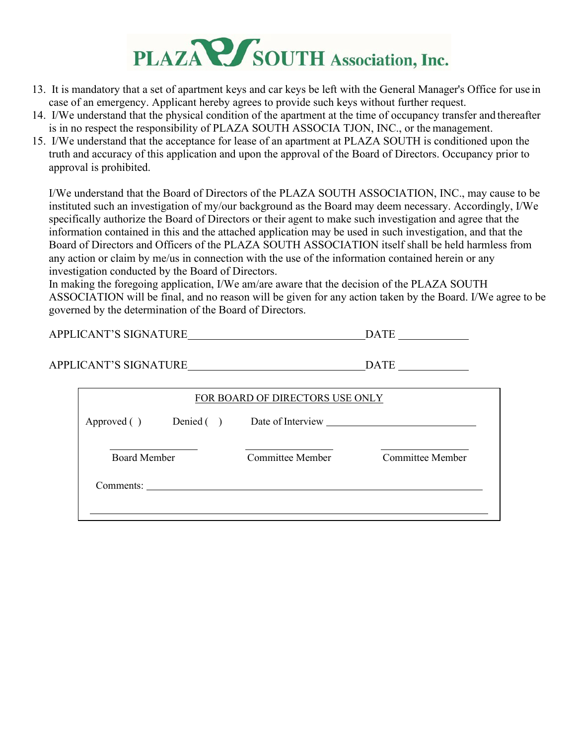# PLAZA SOUTH Association, Inc.

13. It is mandatory that a set of apartment keys and car keys be left with the General Manager's Office for use in case of an emergency. Applicant hereby agrees to provide such keys without further request.
14. I/We understand that the physical condition of the apartment at the time of occupancy transfer and thereafter is in no respect the responsibility of PLAZA SOUTH ASSOCIA TJON, INC., or the management.
15. I/We understand that the acceptance for lease of an apartment at PLAZA SOUTH is conditioned upon the truth and accuracy of this application and upon the approval of the Board of Directors. Occupancy prior to approval is prohibited.

I/We understand that the Board of Directors of the PLAZA SOUTH ASSOCIATION, INC., may cause to be instituted such an investigation of my/our background as the Board may deem necessary. Accordingly, I/We specifically authorize the Board of Directors or their agent to make such investigation and agree that the information contained in this and the attached application may be used in such investigation, and that the Board of Directors and Officers of the PLAZA SOUTH ASSOCIATION itself shall be held harmless from any action or claim by me/us in connection with the use of the information contained herein or any investigation conducted by the Board of Directors.

In making the foregoing application, I/We am/are aware that the decision of the PLAZA SOUTH ASSOCIATION will be final, and no reason will be given for any action taken by the Board. I/We agree to be governed by the determination of the Board of Directors.

APPLICANT'S SIGNATURE________________________________ DATE ____________

APPLICANT'S SIGNATURE________________________________ DATE ____________

FOR BOARD OF DIRECTORS USE ONLY

Approved ( ) Denied ( ) Date of Interview ____________________________

________________ ________________ ________________

Board Member Committee Member Committee Member

Comments: ____________________________________________________________

______________________________________________________________________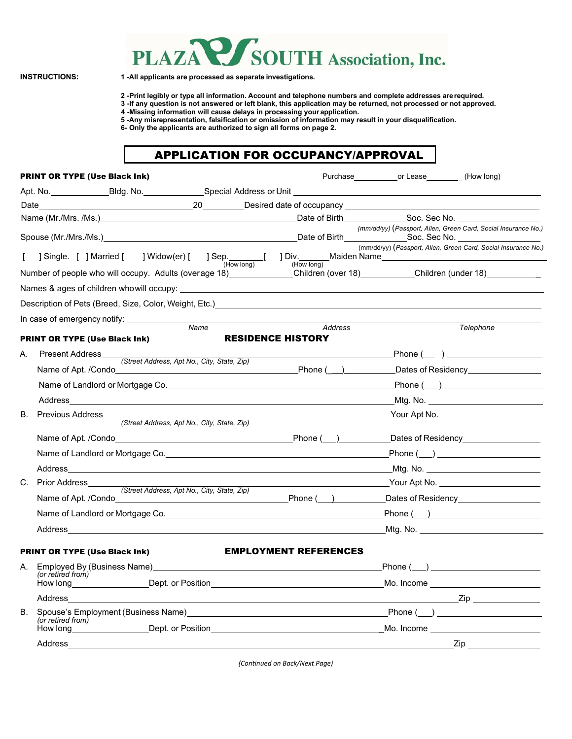# PLAZA SOUTH Association, Inc.

**INSTRUCTIONS:**

**1 -All applicants are processed as separate investigations.**

**2 -Print legibly or type all information. Account and telephone numbers and complete addresses are required.**
**3 -If any question is not answered or left blank, this application may be returned, not processed or not approved.**
**4 -Missing information will cause delays in processing your application.**
**5 -Any misrepresentation, falsification or omission of information may result in your disqualification.**
**6- Only the applicants are authorized to sign all forms on page 2.**

## APPLICATION FOR OCCUPANCY/APPROVAL

**PRINT OR TYPE (Use Black Ink)** Purchase__________ or Lease________ (How long)

Apt. No.____________ Bldg. No.____________ Special Address or Unit ______________________________

Date ______________________________ 20________ Desired date of occupancy ______________________________

Name (Mr./Mrs. /Ms.)______________________________ Date of Birth____________ Soc. Sec No. ______________

*(mm/dd/yy)* (*Passport, Alien, Green Card, Social Insurance No.)*

Spouse (Mr./Mrs./Ms.)______________________________ Date of Birth____________ Soc. Sec No. ______________

*(mm/dd/yy)* (*Passport, Alien, Green Card, Social Insurance No.)*

[ ] Single. [ ] Married [ ] Widow(er) [ ] Sep.________ (How long) [ ] Div.________ (How long) Maiden Name______________________________

Number of people who will occupy. Adults (over age 18)____________ Children (over 18)____________ Children (under 18)____________

Names & ages of children who will occupy: ______________________________

Description of Pets (Breed, Size, Color, Weight, Etc.)______________________________

In case of emergency notify: ______________________________
*Name* *Address* *Telephone*

**PRINT OR TYPE (Use Black Ink)** **RESIDENCE HISTORY**

A. Present Address______________________________ Phone (___) ______________
*(Street Address, Apt No., City, State, Zip)*
Name of Apt. /Condo______________________________ Phone (___)__________ Dates of Residency______________
Name of Landlord or Mortgage Co.______________________________ Phone (___)______________
Address______________________________ Mtg. No. ______________

B. Previous Address______________________________ Your Apt No. ______________
*(Street Address, Apt No., City, State, Zip)*
Name of Apt. /Condo______________________________ Phone (___)__________ Dates of Residency______________
Name of Landlord or Mortgage Co.______________________________ Phone (___) ______________
Address______________________________ Mtg. No. ______________

C. Prior Address______________________________ Your Apt No. ______________
*(Street Address, Apt No., City, State, Zip)*
Name of Apt. /Condo______________________________ Phone (___)__________ Dates of Residency______________
Name of Landlord or Mortgage Co.______________________________ Phone (___)______________
Address______________________________ Mtg. No. ______________

**PRINT OR TYPE (Use Black Ink)** **EMPLOYMENT REFERENCES**

A. Employed By (Business Name)______________________________ Phone (___) ______________
*(or retired from)*
How long______________ Dept. or Position______________________________ Mo. Income ______________
Address______________________________ Zip ______________

B. Spouse's Employment (Business Name)______________________________ Phone (___) ______________
*(or retired from)*
How long______________ Dept. or Position______________________________ Mo. Income ______________
Address______________________________ Zip ______________

*(Continued on Back/Next Page)*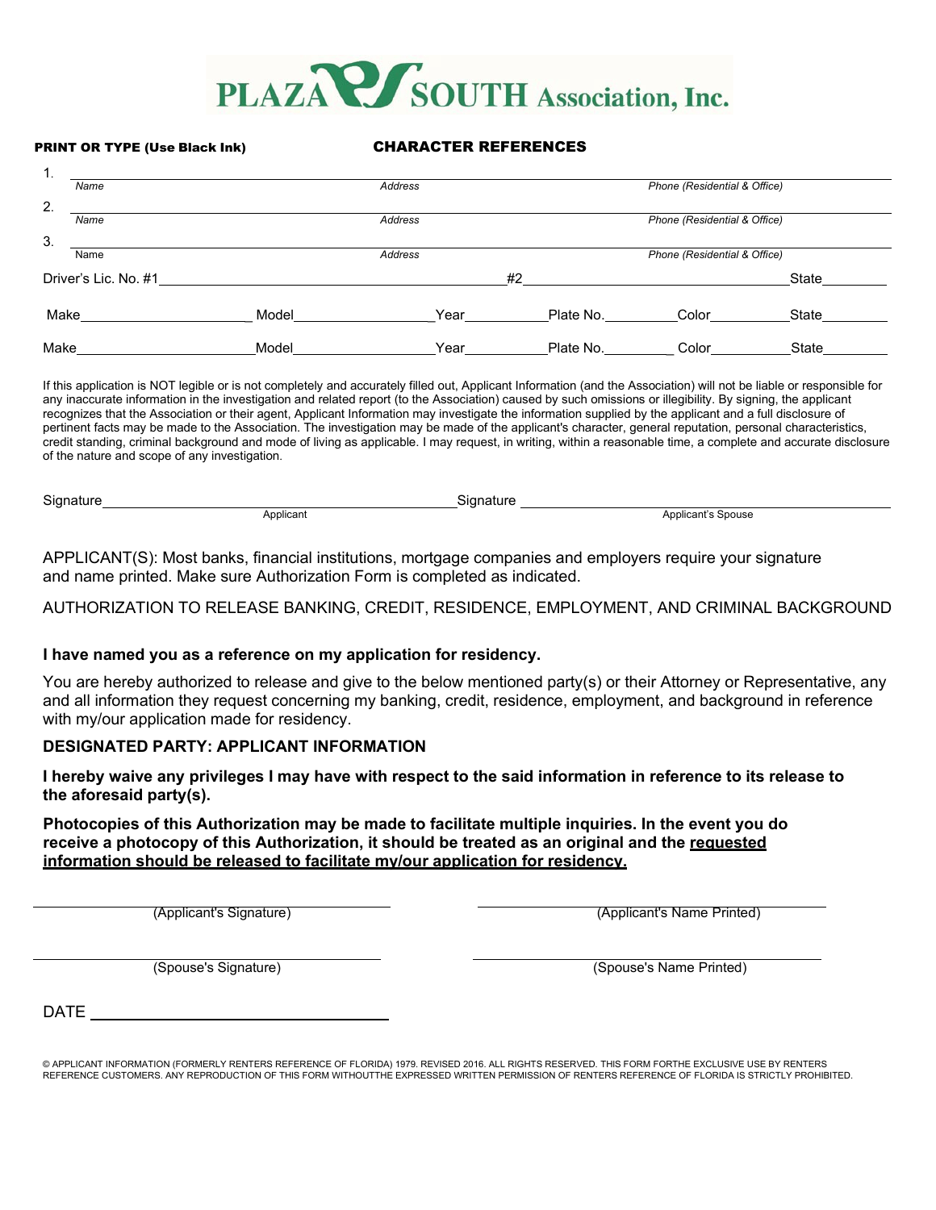# PLAZA SOUTH Association, Inc.

**PRINT OR TYPE (Use Black Ink)**

**CHARACTER REFERENCES**

1. ______________________________________________
   *Name* *Address* *Phone (Residential & Office)*

2. ______________________________________________
   *Name* *Address* *Phone (Residential & Office)*

3. ______________________________________________
   Name *Address* *Phone (Residential & Office)*

Driver's Lic. No. #1______________________________ #2______________________________ State________

Make______________________ Model__________________ Year___________ Plate No.__________ Color___________ State_________

Make______________________ Model__________________ Year___________ Plate No.__________ Color___________ State_________

If this application is NOT legible or is not completely and accurately filled out, Applicant Information (and the Association) will not be liable or responsible for any inaccurate information in the investigation and related report (to the Association) caused by such omissions or illegibility. By signing, the applicant recognizes that the Association or their agent, Applicant Information may investigate the information supplied by the applicant and a full disclosure of pertinent facts may be made to the Association. The investigation may be made of the applicant's character, general reputation, personal characteristics, credit standing, criminal background and mode of living as applicable. I may request, in writing, within a reasonable time, a complete and accurate disclosure of the nature and scope of any investigation.

Signature______________________________________ Signature ______________________________________
Applicant Applicant's Spouse

APPLICANT(S): Most banks, financial institutions, mortgage companies and employers require your signature and name printed. Make sure Authorization Form is completed as indicated.

AUTHORIZATION TO RELEASE BANKING, CREDIT, RESIDENCE, EMPLOYMENT, AND CRIMINAL BACKGROUND

**I have named you as a reference on my application for residency.**

You are hereby authorized to release and give to the below mentioned party(s) or their Attorney or Representative, any and all information they request concerning my banking, credit, residence, employment, and background in reference with my/our application made for residency.

**DESIGNATED PARTY: APPLICANT INFORMATION**

**I hereby waive any privileges I may have with respect to the said information in reference to its release to the aforesaid party(s).**

**Photocopies of this Authorization may be made to facilitate multiple inquiries. In the event you do receive a photocopy of this Authorization, it should be treated as an original and the <u>requested information should be released to facilitate my/our application for residency.</u>**

______________________________________ ______________________________________
(Applicant's Signature) (Applicant's Name Printed)

______________________________________ ______________________________________
(Spouse's Signature) (Spouse's Name Printed)

DATE ______________________________

© APPLICANT INFORMATION (FORMERLY RENTERS REFERENCE OF FLORIDA) 1979. REVISED 2016. ALL RIGHTS RESERVED. THIS FORM FORTHE EXCLUSIVE USE BY RENTERS REFERENCE CUSTOMERS. ANY REPRODUCTION OF THIS FORM WITHOUTTHE EXPRESSED WRITTEN PERMISSION OF RENTERS REFERENCE OF FLORIDA IS STRICTLY PROHIBITED.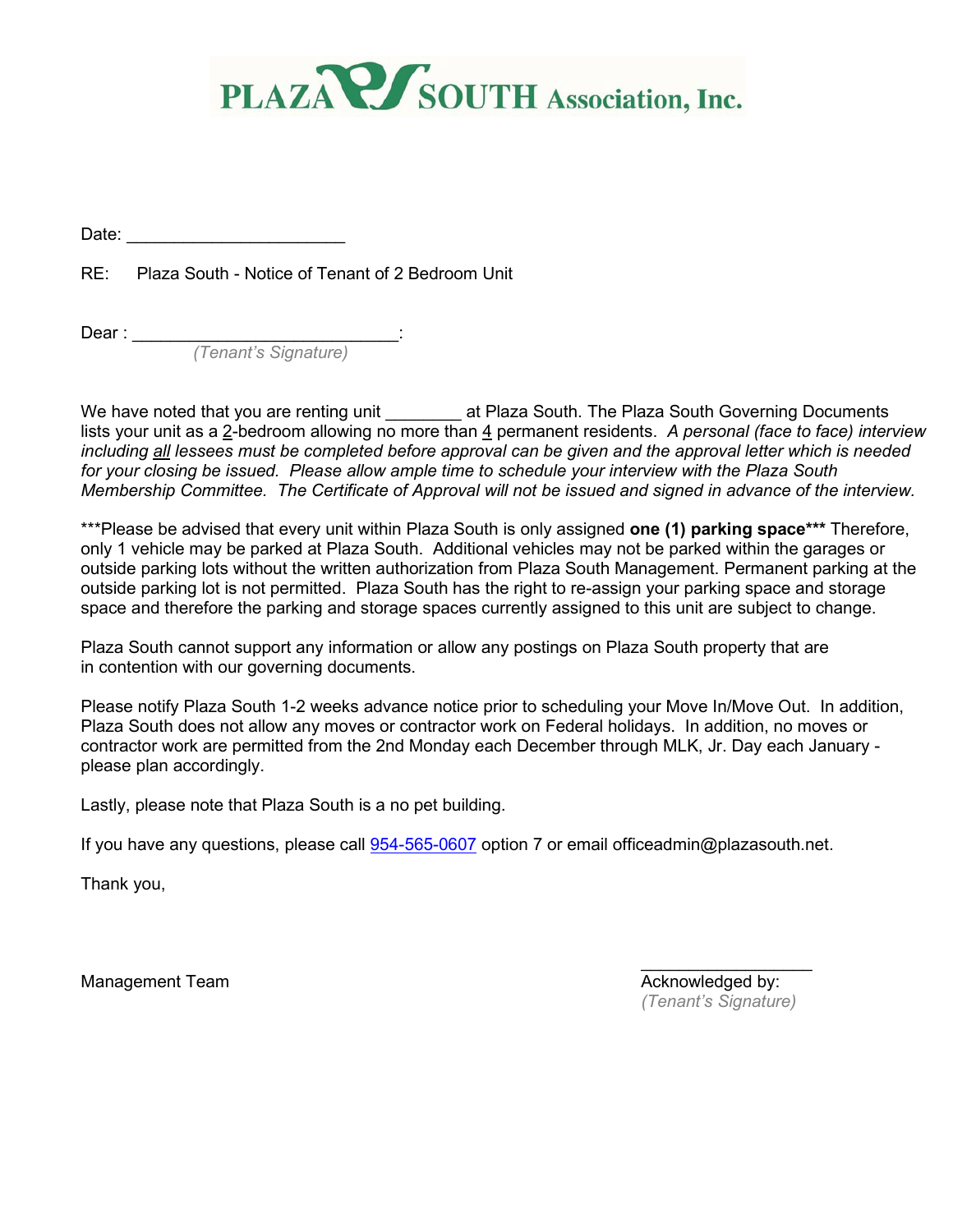# PLAZA SOUTH Association, Inc.

Date: ______________________

RE: Plaza South - Notice of Tenant of 2 Bedroom Unit

Dear : ____________________________:
*(Tenant's Signature)*

We have noted that you are renting unit ________ at Plaza South. The Plaza South Governing Documents lists your unit as a 2-bedroom allowing no more than 4 permanent residents. *A personal (face to face) interview including all lessees must be completed before approval can be given and the approval letter which is needed for your closing be issued. Please allow ample time to schedule your interview with the Plaza South Membership Committee. The Certificate of Approval will not be issued and signed in advance of the interview.*

***Please be advised that every unit within Plaza South is only assigned **one (1) parking space***** Therefore, only 1 vehicle may be parked at Plaza South. Additional vehicles may not be parked within the garages or outside parking lots without the written authorization from Plaza South Management. Permanent parking at the outside parking lot is not permitted. Plaza South has the right to re-assign your parking space and storage space and therefore the parking and storage spaces currently assigned to this unit are subject to change.

Plaza South cannot support any information or allow any postings on Plaza South property that are in contention with our governing documents.

Please notify Plaza South 1-2 weeks advance notice prior to scheduling your Move In/Move Out. In addition, Plaza South does not allow any moves or contractor work on Federal holidays. In addition, no moves or contractor work are permitted from the 2nd Monday each December through MLK, Jr. Day each January - please plan accordingly.

Lastly, please note that Plaza South is a no pet building.

If you have any questions, please call 954-565-0607 option 7 or email officeadmin@plazasouth.net.

Thank you,

Management Team

_________________
Acknowledged by:
*(Tenant's Signature)*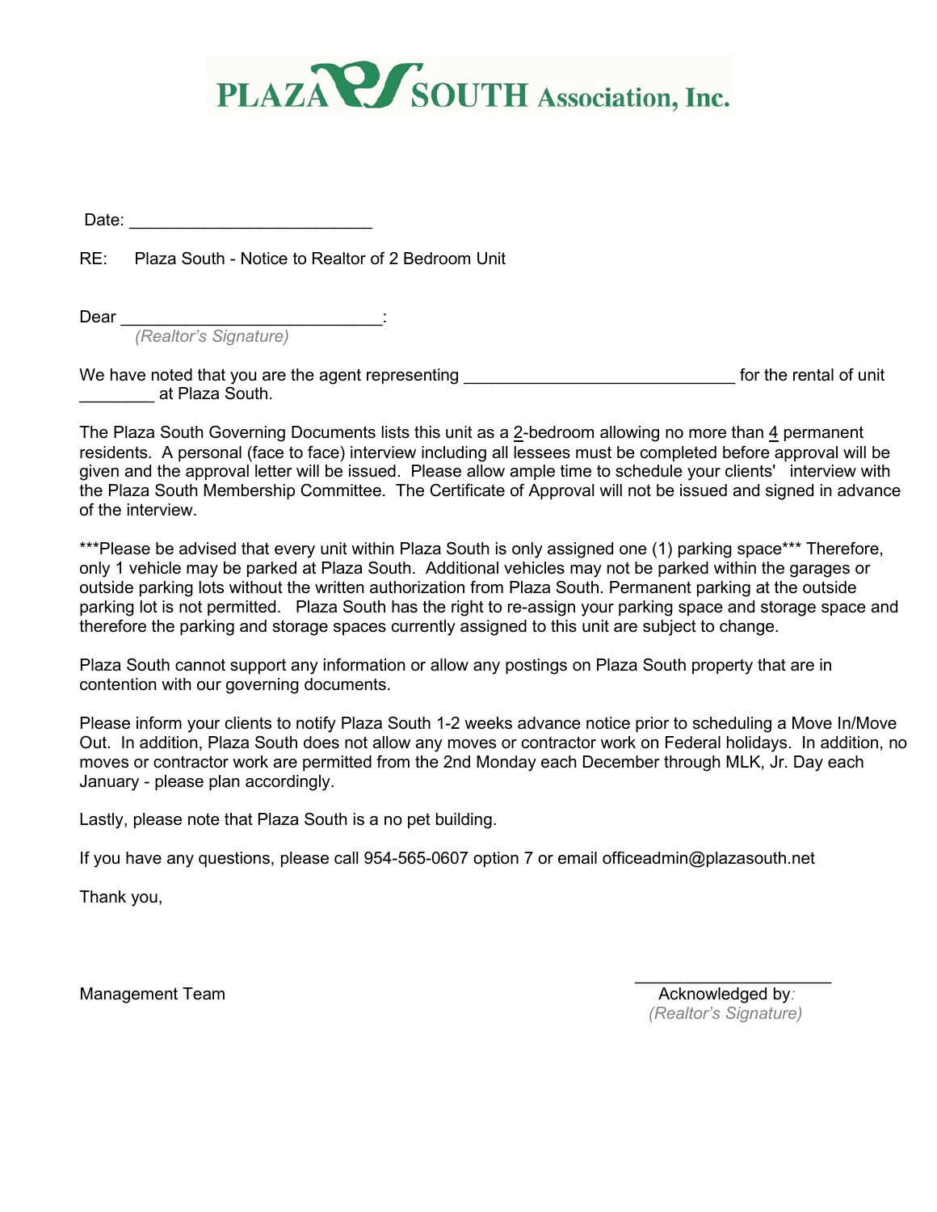# PLAZA SOUTH Association, Inc.

Date: _________________________

RE: Plaza South - Notice to Realtor of 2 Bedroom Unit

Dear ___________________________:
*(Realtor's Signature)*

We have noted that you are the agent representing ____________________________ for the rental of unit ________ at Plaza South.

The Plaza South Governing Documents lists this unit as a 2-bedroom allowing no more than 4 permanent residents. A personal (face to face) interview including all lessees must be completed before approval will be given and the approval letter will be issued. Please allow ample time to schedule your clients' interview with the Plaza South Membership Committee. The Certificate of Approval will not be issued and signed in advance of the interview.

***Please be advised that every unit within Plaza South is only assigned one (1) parking space*** Therefore, only 1 vehicle may be parked at Plaza South. Additional vehicles may not be parked within the garages or outside parking lots without the written authorization from Plaza South. Permanent parking at the outside parking lot is not permitted. Plaza South has the right to re-assign your parking space and storage space and therefore the parking and storage spaces currently assigned to this unit are subject to change.

Plaza South cannot support any information or allow any postings on Plaza South property that are in contention with our governing documents.

Please inform your clients to notify Plaza South 1-2 weeks advance notice prior to scheduling a Move In/Move Out. In addition, Plaza South does not allow any moves or contractor work on Federal holidays. In addition, no moves or contractor work are permitted from the 2nd Monday each December through MLK, Jr. Day each January - please plan accordingly.

Lastly, please note that Plaza South is a no pet building.

If you have any questions, please call 954-565-0607 option 7 or email officeadmin@plazasouth.net

Thank you,

Management Team

____________________
Acknowledged by:
*(Realtor's Signature)*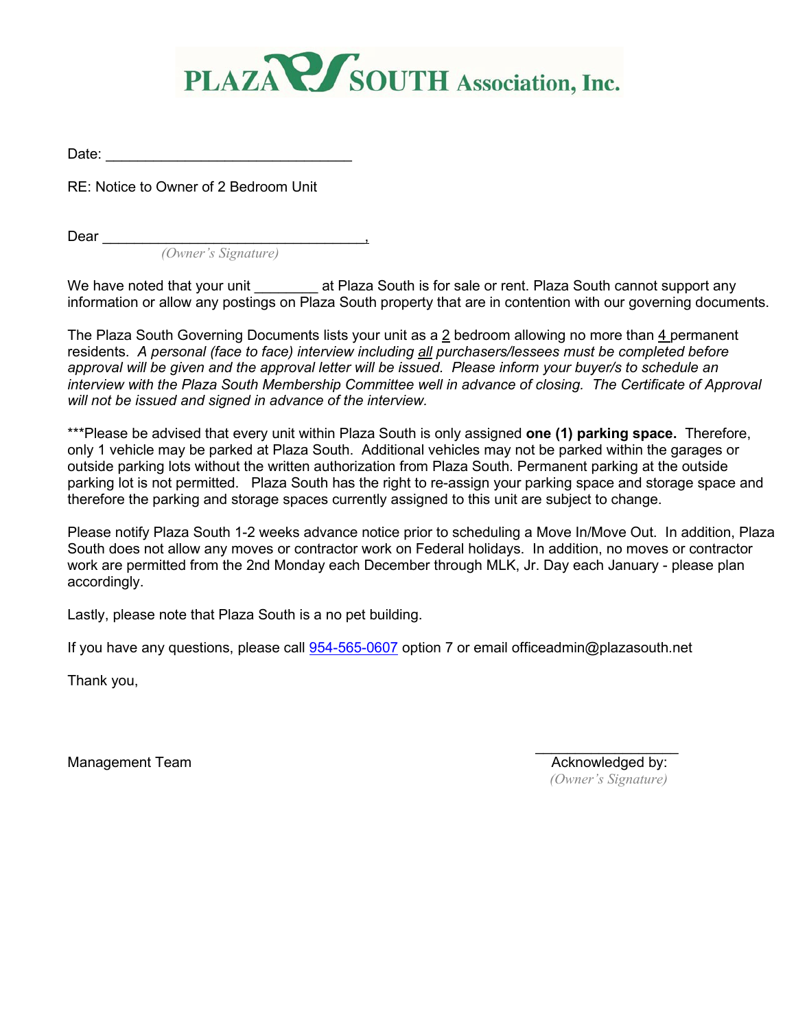# PLAZA SOUTH Association, Inc.

Date: ______________________________

RE: Notice to Owner of 2 Bedroom Unit

Dear ________________________________,
*(Owner's Signature)*

We have noted that your unit ________ at Plaza South is for sale or rent. Plaza South cannot support any information or allow any postings on Plaza South property that are in contention with our governing documents.

The Plaza South Governing Documents lists your unit as a 2 bedroom allowing no more than 4 permanent residents. *A personal (face to face) interview including all purchasers/lessees must be completed before approval will be given and the approval letter will be issued. Please inform your buyer/s to schedule an interview with the Plaza South Membership Committee well in advance of closing. The Certificate of Approval will not be issued and signed in advance of the interview.*

***Please be advised that every unit within Plaza South is only assigned **one (1) parking space.** Therefore, only 1 vehicle may be parked at Plaza South. Additional vehicles may not be parked within the garages or outside parking lots without the written authorization from Plaza South. Permanent parking at the outside parking lot is not permitted. Plaza South has the right to re-assign your parking space and storage space and therefore the parking and storage spaces currently assigned to this unit are subject to change.

Please notify Plaza South 1-2 weeks advance notice prior to scheduling a Move In/Move Out. In addition, Plaza South does not allow any moves or contractor work on Federal holidays. In addition, no moves or contractor work are permitted from the 2nd Monday each December through MLK, Jr. Day each January - please plan accordingly.

Lastly, please note that Plaza South is a no pet building.

If you have any questions, please call 954-565-0607 option 7 or email officeadmin@plazasouth.net

Thank you,

Management Team

_________________
Acknowledged by:
*(Owner's Signature)*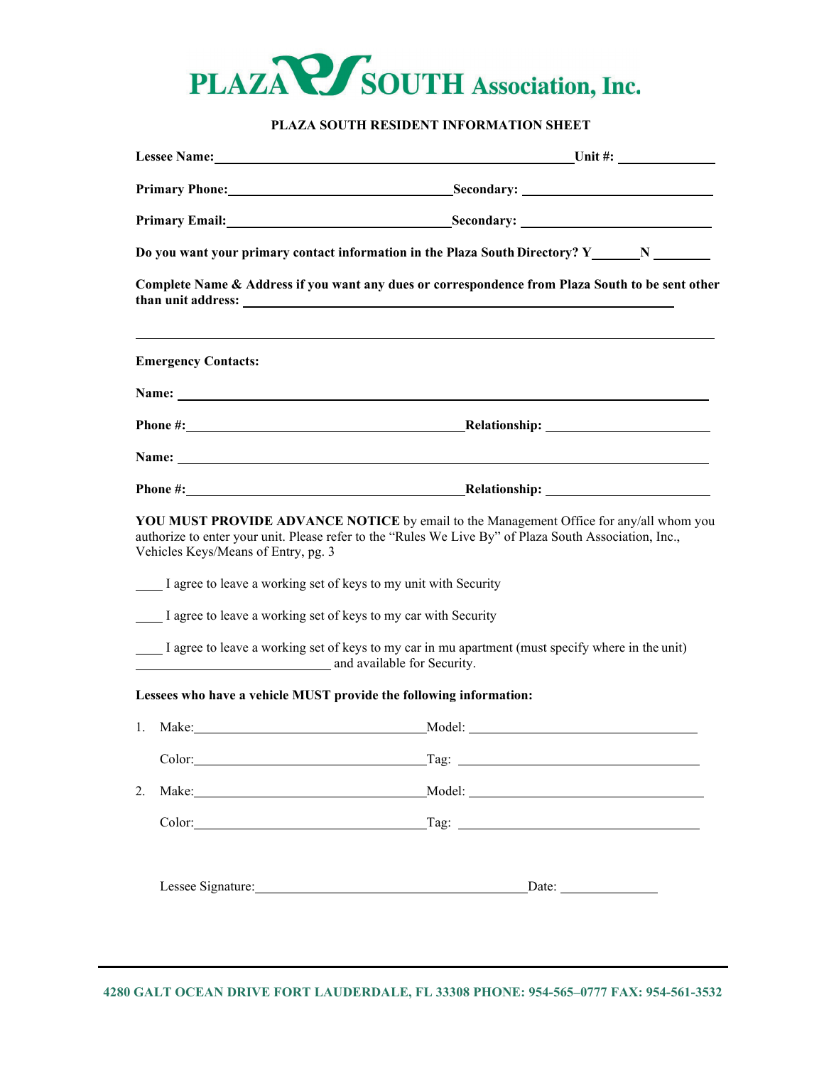# PLAZA SOUTH Association, Inc.

**PLAZA SOUTH RESIDENT INFORMATION SHEET**

**Lessee Name:** ______________________________ **Unit #:** __________

**Primary Phone:** ______________________ **Secondary:** ______________________

**Primary Email:** ______________________ **Secondary:** ______________________

**Do you want your primary contact information in the Plaza South Directory? Y______ N ______**

**Complete Name & Address if you want any dues or correspondence from Plaza South to be sent other than unit address:** ______________________________________________

______________________________________________________________

**Emergency Contacts:**

**Name:** ______________________________________________

**Phone #:** ______________________ **Relationship:** ______________________

**Name:** ______________________________________________

**Phone #:** ______________________ **Relationship:** ______________________

**YOU MUST PROVIDE ADVANCE NOTICE** by email to the Management Office for any/all whom you authorize to enter your unit. Please refer to the "Rules We Live By" of Plaza South Association, Inc., Vehicles Keys/Means of Entry, pg. 3

____ I agree to leave a working set of keys to my unit with Security

____ I agree to leave a working set of keys to my car with Security

____ I agree to leave a working set of keys to my car in mu apartment (must specify where in the unit) ______________________ and available for Security.

**Lessees who have a vehicle MUST provide the following information:**

1. Make: ______________________ Model: ______________________

   Color: ______________________ Tag: ______________________

2. Make: ______________________ Model: ______________________

   Color: ______________________ Tag: ______________________

Lessee Signature: ______________________________ Date: ____________

**4280 GALT OCEAN DRIVE FORT LAUDERDALE, FL 33308 PHONE: 954-565–0777 FAX: 954-561-3532**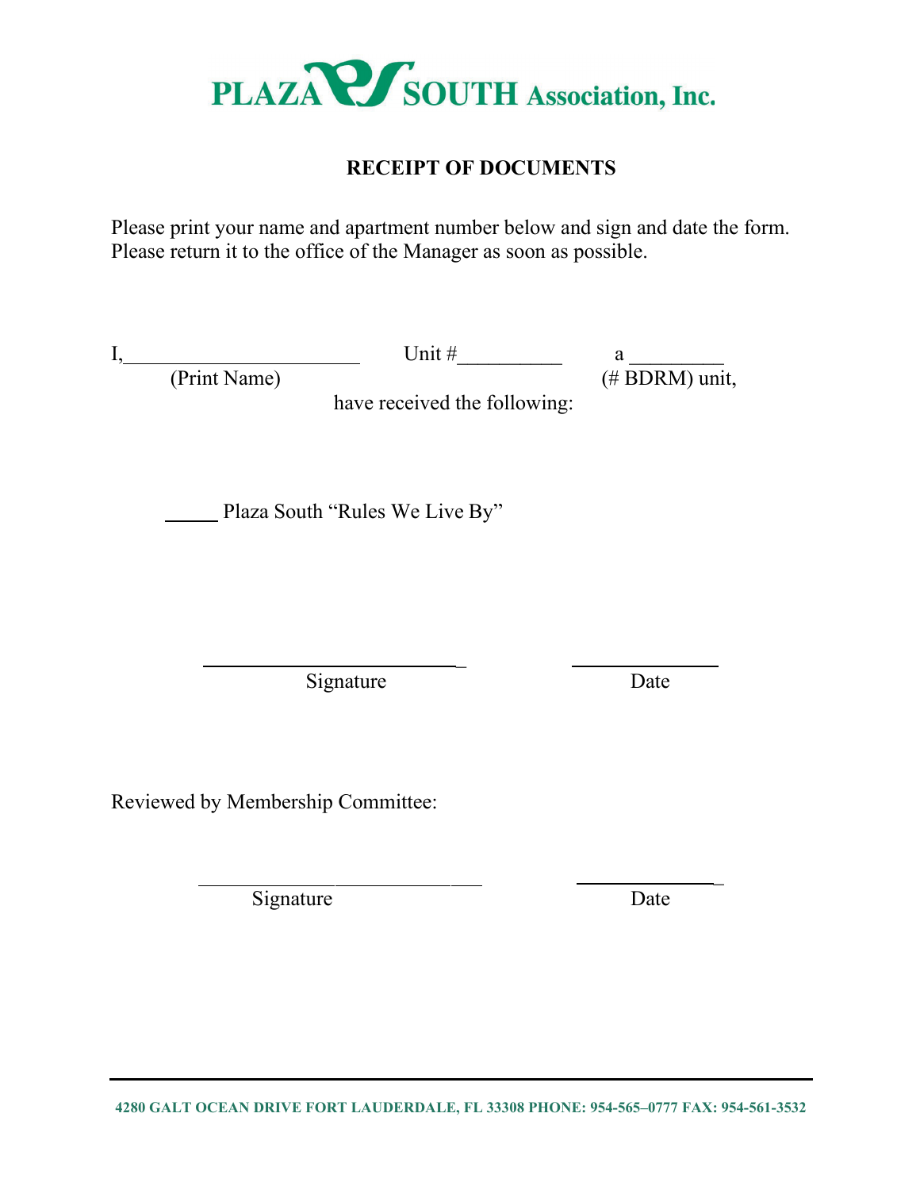**PLAZA SOUTH Association, Inc.**

## RECEIPT OF DOCUMENTS

Please print your name and apartment number below and sign and date the form. Please return it to the office of the Manager as soon as possible.

I,______________________ Unit #__________ a _________
(Print Name) (# BDRM) unit,

have received the following:

_____ Plaza South "Rules We Live By"

___________________________ ______________
Signature Date

Reviewed by Membership Committee:

___________________________ ______________
Signature Date

**4280 GALT OCEAN DRIVE FORT LAUDERDALE, FL 33308 PHONE: 954-565–0777 FAX: 954-561-3532**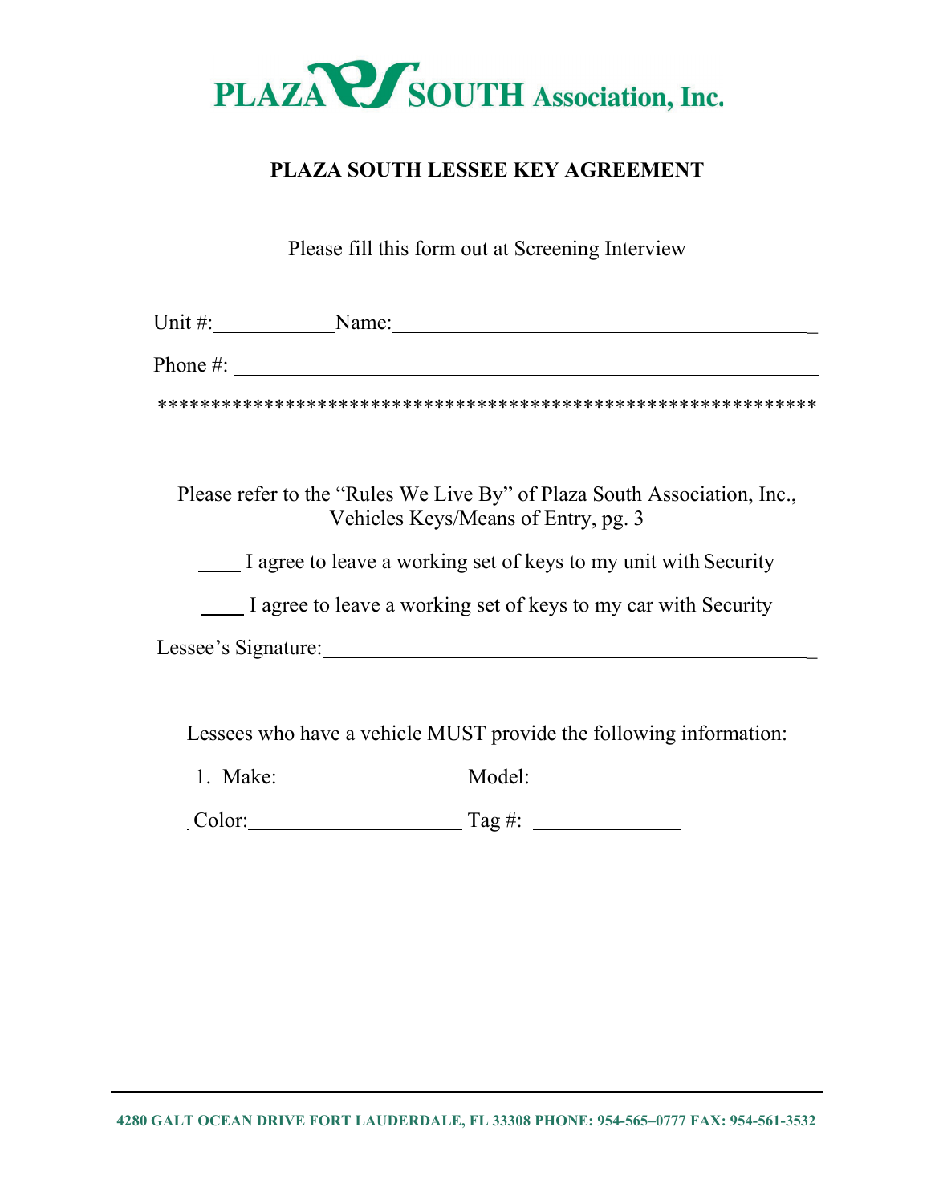PLAZA SOUTH Association, Inc.

# PLAZA SOUTH LESSEE KEY AGREEMENT

Please fill this form out at Screening Interview

Unit #:____________Name:_____________________________________________

Phone #: _____________________________________________________________

**********************************************************

Please refer to the "Rules We Live By" of Plaza South Association, Inc., Vehicles Keys/Means of Entry, pg. 3

____ I agree to leave a working set of keys to my unit with Security

____ I agree to leave a working set of keys to my car with Security

Lessee's Signature:_______________________________________________

Lessees who have a vehicle MUST provide the following information:

1. Make:__________________Model:______________

Color:____________________ Tag #: ______________

4280 GALT OCEAN DRIVE FORT LAUDERDALE, FL 33308 PHONE: 954-565–0777 FAX: 954-561-3532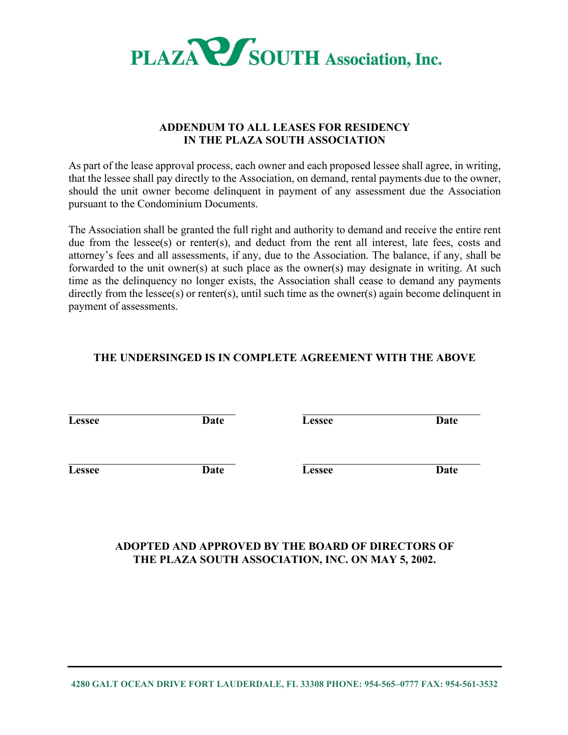**PLAZA SOUTH Association, Inc.**

## ADDENDUM TO ALL LEASES FOR RESIDENCY IN THE PLAZA SOUTH ASSOCIATION

As part of the lease approval process, each owner and each proposed lessee shall agree, in writing, that the lessee shall pay directly to the Association, on demand, rental payments due to the owner, should the unit owner become delinquent in payment of any assessment due the Association pursuant to the Condominium Documents.

The Association shall be granted the full right and authority to demand and receive the entire rent due from the lessee(s) or renter(s), and deduct from the rent all interest, late fees, costs and attorney's fees and all assessments, if any, due to the Association. The balance, if any, shall be forwarded to the unit owner(s) at such place as the owner(s) may designate in writing. At such time as the delinquency no longer exists, the Association shall cease to demand any payments directly from the lessee(s) or renter(s), until such time as the owner(s) again become delinquent in payment of assessments.

**THE UNDERSINGED IS IN COMPLETE AGREEMENT WITH THE ABOVE**

| | | | |
|---|---|---|---|
| **Lessee** | **Date** | **Lessee** | **Date** |
| **Lessee** | **Date** | **Lessee** | **Date** |

**ADOPTED AND APPROVED BY THE BOARD OF DIRECTORS OF THE PLAZA SOUTH ASSOCIATION, INC. ON MAY 5, 2002.**

**4280 GALT OCEAN DRIVE FORT LAUDERDALE, FL 33308 PHONE: 954-565–0777 FAX: 954-561-3532**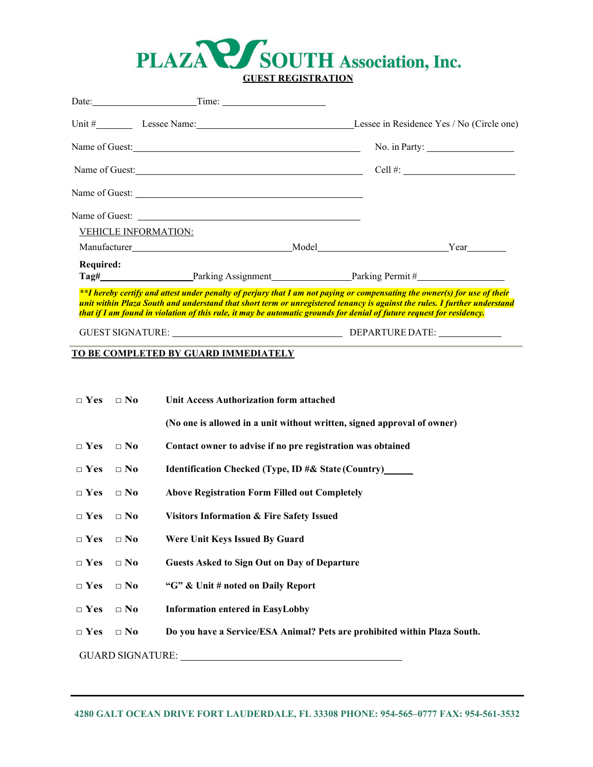# PLAZA SOUTH Association, Inc.

## GUEST REGISTRATION

Date:____________________ Time: ____________________

Unit #________ Lessee Name:______________________________ Lessee in Residence Yes / No (Circle one)

Name of Guest:______________________________________________ No. in Party: __________________

Name of Guest:______________________________________________ Cell #: ______________________

Name of Guest: ______________________________________________

Name of Guest: ______________________________________________

VEHICLE INFORMATION:

Manufacturer______________________________ Model__________________________ Year________

**Required:**
**Tag#**____________________ Parking Assignment________________ Parking Permit #__________________

***\*\*I hereby certify and attest under penalty of perjury that I am not paying or compensating the owner(s) for use of their unit within Plaza South and understand that short term or unregistered tenancy is against the rules. I further understand that if I am found in violation of this rule, it may be automatic grounds for denial of future request for residency.***

GUEST SIGNATURE: ________________________________ DEPARTURE DATE: _____________

**TO BE COMPLETED BY GUARD IMMEDIATELY**

- □ Yes □ No **Unit Access Authorization form attached**
  **(No one is allowed in a unit without written, signed approval of owner)**
- □ Yes □ No **Contact owner to advise if no pre registration was obtained**
- □ Yes □ No **Identification Checked (Type, ID #& State (Country)______**
- □ Yes □ No **Above Registration Form Filled out Completely**
- □ Yes □ No **Visitors Information & Fire Safety Issued**
- □ Yes □ No **Were Unit Keys Issued By Guard**
- □ Yes □ No **Guests Asked to Sign Out on Day of Departure**
- □ Yes □ No **"G" & Unit # noted on Daily Report**
- □ Yes □ No **Information entered in EasyLobby**
- □ Yes □ No **Do you have a Service/ESA Animal? Pets are prohibited within Plaza South.**

GUARD SIGNATURE: ________________________________________

**4280 GALT OCEAN DRIVE FORT LAUDERDALE, FL 33308 PHONE: 954-565–0777 FAX: 954-561-3532**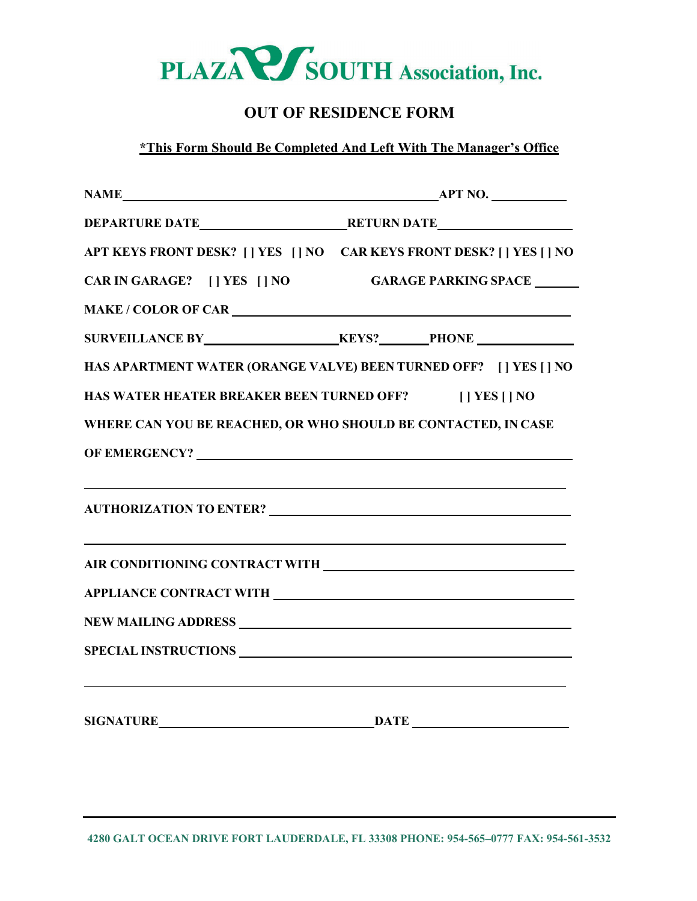# PLAZA SOUTH Association, Inc.

## OUT OF RESIDENCE FORM

**\*This Form Should Be Completed And Left With The Manager's Office**

**NAME**\_\_\_\_\_\_\_\_\_\_\_\_\_\_\_\_\_\_\_\_\_\_\_\_\_\_\_\_\_\_\_\_\_\_\_\_\_\_\_\_\_\_ **APT NO.** \_\_\_\_\_\_\_\_\_\_

**DEPARTURE DATE**\_\_\_\_\_\_\_\_\_\_\_\_\_\_\_\_\_\_\_\_ **RETURN DATE**\_\_\_\_\_\_\_\_\_\_\_\_\_\_\_\_\_\_

**APT KEYS FRONT DESK? [ ] YES [ ] NO CAR KEYS FRONT DESK? [ ] YES [ ] NO**

**CAR IN GARAGE? [ ] YES [ ] NO GARAGE PARKING SPACE** \_\_\_\_\_\_

**MAKE / COLOR OF CAR** \_\_\_\_\_\_\_\_\_\_\_\_\_\_\_\_\_\_\_\_\_\_\_\_\_\_\_\_\_\_\_\_\_\_\_\_\_\_\_\_\_\_\_\_

**SURVEILLANCE BY**\_\_\_\_\_\_\_\_\_\_\_\_\_\_\_\_\_\_\_ **KEYS?**\_\_\_\_\_\_\_ **PHONE** \_\_\_\_\_\_\_\_\_\_\_\_\_\_

**HAS APARTMENT WATER (ORANGE VALVE) BEEN TURNED OFF? [ ] YES [ ] NO**

**HAS WATER HEATER BREAKER BEEN TURNED OFF? [ ] YES [ ] NO**

**WHERE CAN YOU BE REACHED, OR WHO SHOULD BE CONTACTED, IN CASE OF EMERGENCY?** \_\_\_\_\_\_\_\_\_\_\_\_\_\_\_\_\_\_\_\_\_\_\_\_\_\_\_\_\_\_\_\_\_\_\_\_\_\_\_\_\_\_\_\_\_\_\_\_\_\_

\_\_\_\_\_\_\_\_\_\_\_\_\_\_\_\_\_\_\_\_\_\_\_\_\_\_\_\_\_\_\_\_\_\_\_\_\_\_\_\_\_\_\_\_\_\_\_\_\_\_\_\_\_\_\_\_\_\_\_\_\_\_\_

**AUTHORIZATION TO ENTER?** \_\_\_\_\_\_\_\_\_\_\_\_\_\_\_\_\_\_\_\_\_\_\_\_\_\_\_\_\_\_\_\_\_\_\_\_\_\_\_\_\_\_

\_\_\_\_\_\_\_\_\_\_\_\_\_\_\_\_\_\_\_\_\_\_\_\_\_\_\_\_\_\_\_\_\_\_\_\_\_\_\_\_\_\_\_\_\_\_\_\_\_\_\_\_\_\_\_\_\_\_\_\_\_\_\_

**AIR CONDITIONING CONTRACT WITH** \_\_\_\_\_\_\_\_\_\_\_\_\_\_\_\_\_\_\_\_\_\_\_\_\_\_\_\_\_\_\_\_\_\_\_\_\_

**APPLIANCE CONTRACT WITH** \_\_\_\_\_\_\_\_\_\_\_\_\_\_\_\_\_\_\_\_\_\_\_\_\_\_\_\_\_\_\_\_\_\_\_\_\_\_\_\_\_\_

**NEW MAILING ADDRESS** \_\_\_\_\_\_\_\_\_\_\_\_\_\_\_\_\_\_\_\_\_\_\_\_\_\_\_\_\_\_\_\_\_\_\_\_\_\_\_\_\_\_\_\_\_

**SPECIAL INSTRUCTIONS** \_\_\_\_\_\_\_\_\_\_\_\_\_\_\_\_\_\_\_\_\_\_\_\_\_\_\_\_\_\_\_\_\_\_\_\_\_\_\_\_\_\_\_\_

\_\_\_\_\_\_\_\_\_\_\_\_\_\_\_\_\_\_\_\_\_\_\_\_\_\_\_\_\_\_\_\_\_\_\_\_\_\_\_\_\_\_\_\_\_\_\_\_\_\_\_\_\_\_\_\_\_\_\_\_\_\_\_

**SIGNATURE**\_\_\_\_\_\_\_\_\_\_\_\_\_\_\_\_\_\_\_\_\_\_\_\_\_\_\_\_\_\_\_ **DATE** \_\_\_\_\_\_\_\_\_\_\_\_\_\_\_\_\_\_\_\_\_\_

**4280 GALT OCEAN DRIVE FORT LAUDERDALE, FL 33308 PHONE: 954-565–0777 FAX: 954-561-3532**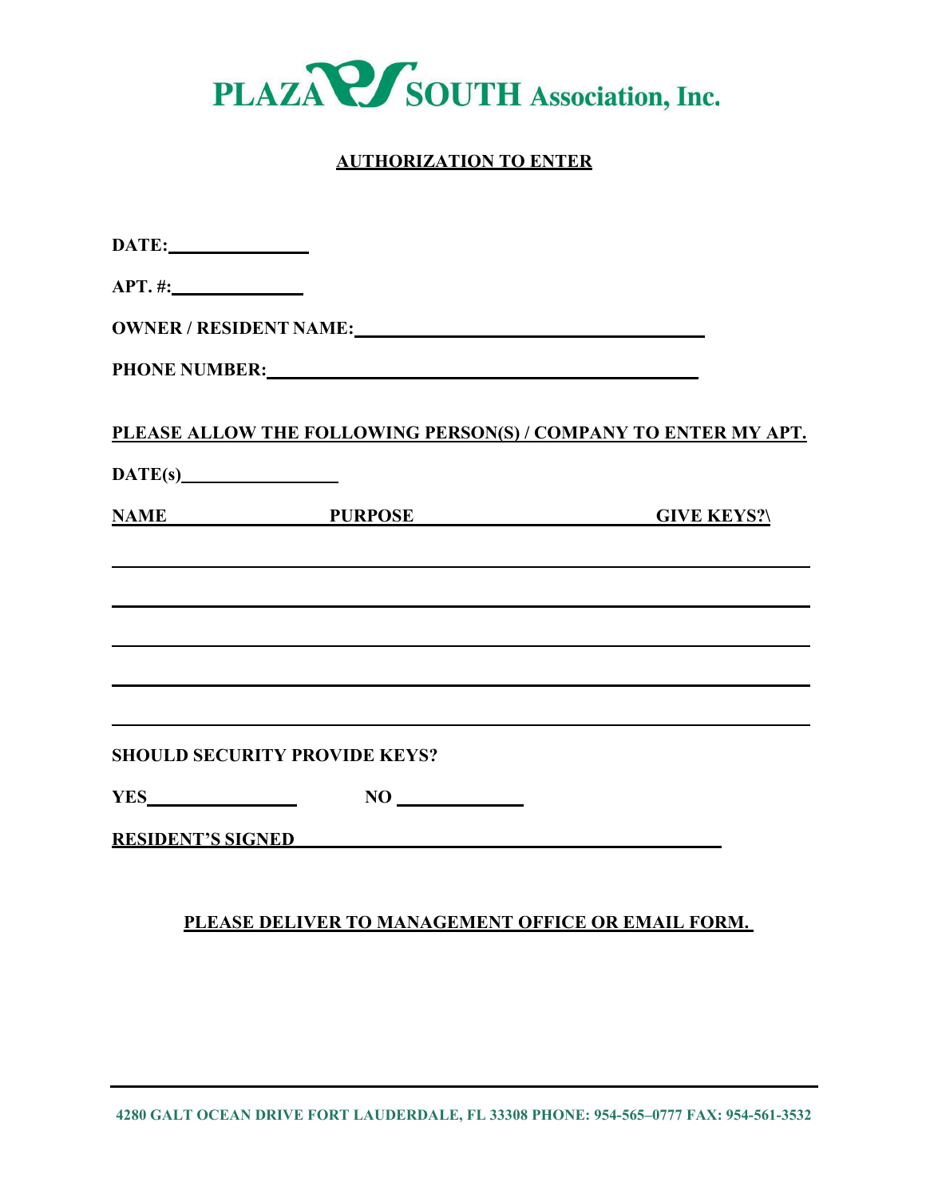# PLAZA SOUTH Association, Inc.

## AUTHORIZATION TO ENTER

**DATE:**\_\_\_\_\_\_\_\_\_\_\_\_\_\_

**APT. #:**\_\_\_\_\_\_\_\_\_\_\_\_\_\_

**OWNER / RESIDENT NAME:**\_\_\_\_\_\_\_\_\_\_\_\_\_\_\_\_\_\_\_\_\_\_\_\_\_\_\_\_\_\_\_\_\_\_\_\_

**PHONE NUMBER:**\_\_\_\_\_\_\_\_\_\_\_\_\_\_\_\_\_\_\_\_\_\_\_\_\_\_\_\_\_\_\_\_\_\_\_\_\_\_\_\_\_\_\_\_

**PLEASE ALLOW THE FOLLOWING PERSON(S) / COMPANY TO ENTER MY APT.**

**DATE(s)**\_\_\_\_\_\_\_\_\_\_\_\_\_\_\_\_

| NAME | PURPOSE | GIVE KEYS?\ |
|---|---|---|
| | | |
| | | |
| | | |
| | | |
| | | |

**SHOULD SECURITY PROVIDE KEYS?**

**YES**\_\_\_\_\_\_\_\_\_\_\_\_\_\_\_ **NO** \_\_\_\_\_\_\_\_\_\_\_\_\_

**RESIDENT'S SIGNED** \_\_\_\_\_\_\_\_\_\_\_\_\_\_\_\_\_\_\_\_\_\_\_\_\_\_\_\_\_\_\_\_\_\_\_\_\_\_\_\_\_\_

**PLEASE DELIVER TO MANAGEMENT OFFICE OR EMAIL FORM.**

4280 GALT OCEAN DRIVE FORT LAUDERDALE, FL 33308 PHONE: 954-565–0777 FAX: 954-561-3532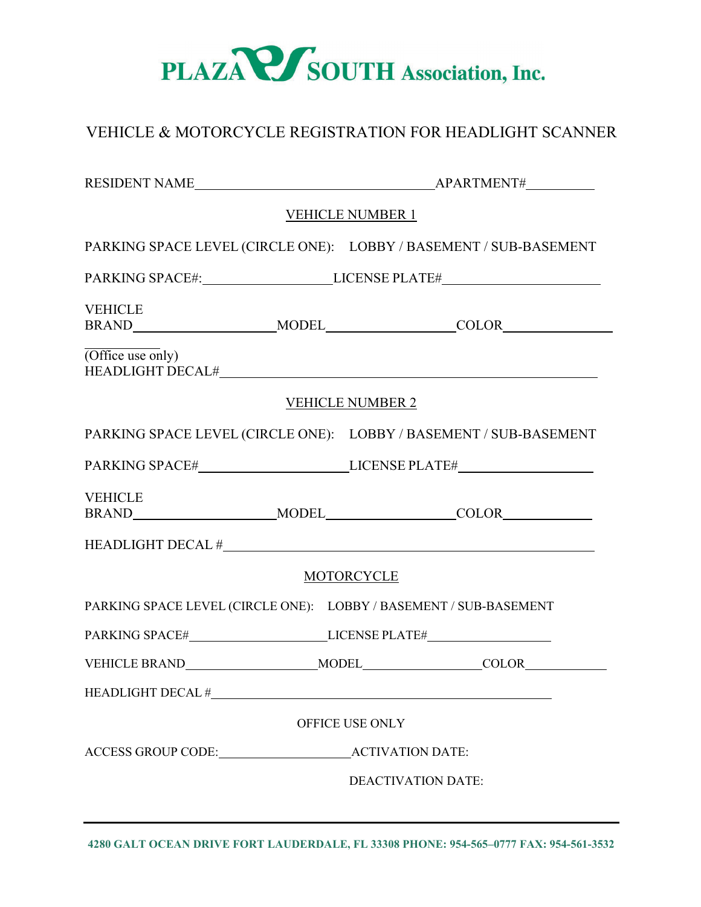# PLAZA SOUTH Association, Inc.

## VEHICLE & MOTORCYCLE REGISTRATION FOR HEADLIGHT SCANNER

RESIDENT NAME_________________________________APARTMENT#__________

### VEHICLE NUMBER 1

PARKING SPACE LEVEL (CIRCLE ONE): LOBBY / BASEMENT / SUB-BASEMENT

PARKING SPACE#:__________________LICENSE PLATE#______________________

VEHICLE
BRAND____________________MODEL__________________COLOR_______________

(Office use only)
HEADLIGHT DECAL#__________________________________________________

### VEHICLE NUMBER 2

PARKING SPACE LEVEL (CIRCLE ONE): LOBBY / BASEMENT / SUB-BASEMENT

PARKING SPACE#______________________LICENSE PLATE#___________________

VEHICLE
BRAND____________________MODEL__________________COLOR_____________

HEADLIGHT DECAL #_________________________________________________

### MOTORCYCLE

PARKING SPACE LEVEL (CIRCLE ONE): LOBBY / BASEMENT / SUB-BASEMENT

PARKING SPACE#____________________LICENSE PLATE#__________________

VEHICLE BRAND___________________MODEL_________________COLOR_____________

HEADLIGHT DECAL #__________________________________________________

OFFICE USE ONLY

ACCESS GROUP CODE:____________________ACTIVATION DATE:

DEACTIVATION DATE:

4280 GALT OCEAN DRIVE FORT LAUDERDALE, FL 33308 PHONE: 954-565–0777 FAX: 954-561-3532